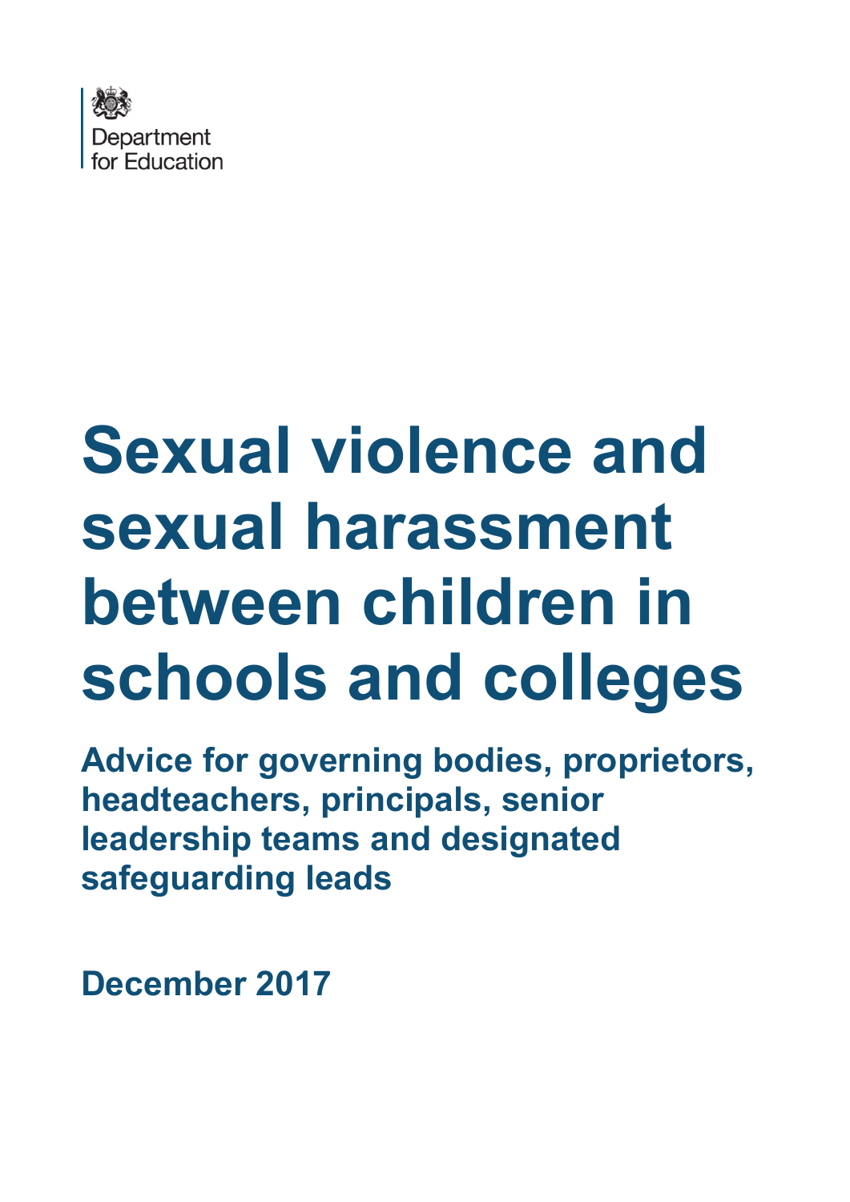Department for Education

# Sexual violence and sexual harassment between children in schools and colleges

## Advice for governing bodies, proprietors, headteachers, principals, senior leadership teams and designated safeguarding leads

**December 2017**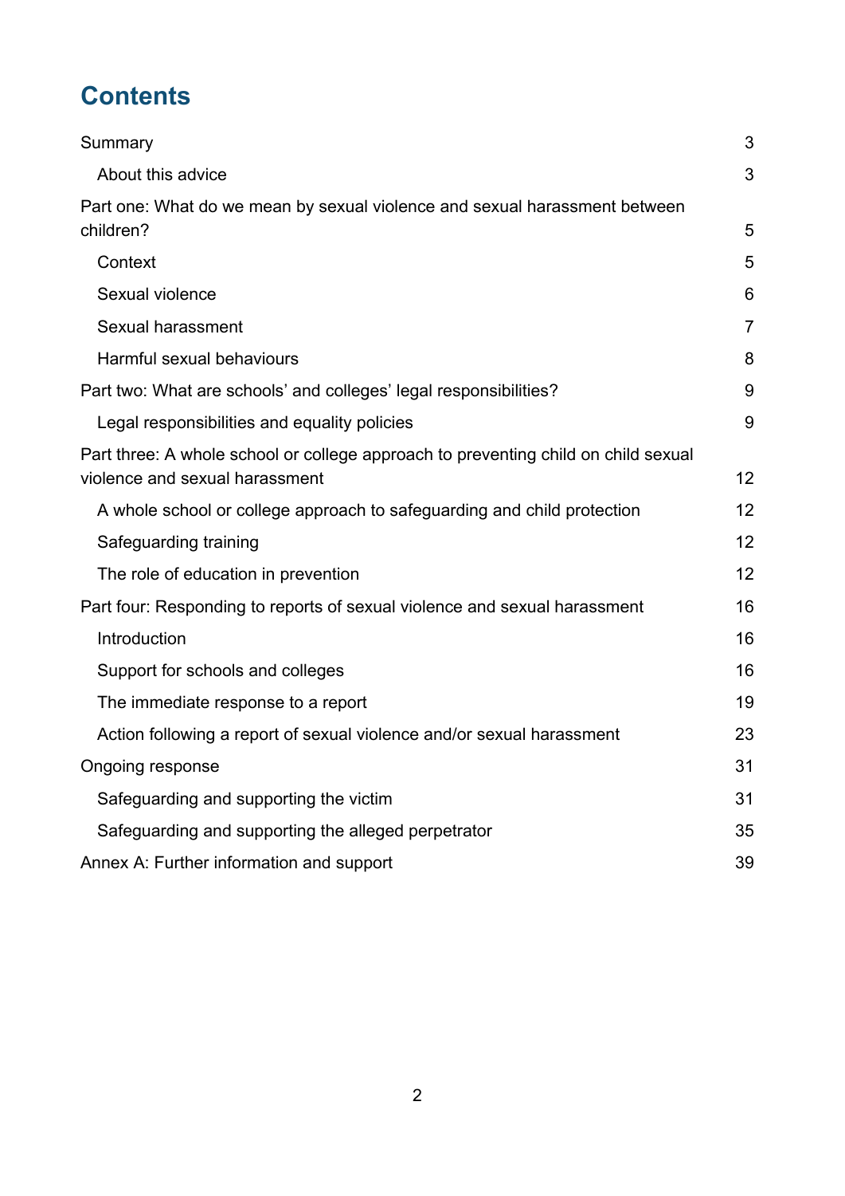# Contents

Summary 3

- About this advice 3

Part one: What do we mean by sexual violence and sexual harassment between children? 5

- Context 5
- Sexual violence 6
- Sexual harassment 7
- Harmful sexual behaviours 8

Part two: What are schools' and colleges' legal responsibilities? 9

- Legal responsibilities and equality policies 9

Part three: A whole school or college approach to preventing child on child sexual violence and sexual harassment 12

- A whole school or college approach to safeguarding and child protection 12
- Safeguarding training 12
- The role of education in prevention 12

Part four: Responding to reports of sexual violence and sexual harassment 16

- Introduction 16
- Support for schools and colleges 16
- The immediate response to a report 19
- Action following a report of sexual violence and/or sexual harassment 23

Ongoing response 31

- Safeguarding and supporting the victim 31
- Safeguarding and supporting the alleged perpetrator 35

Annex A: Further information and support 39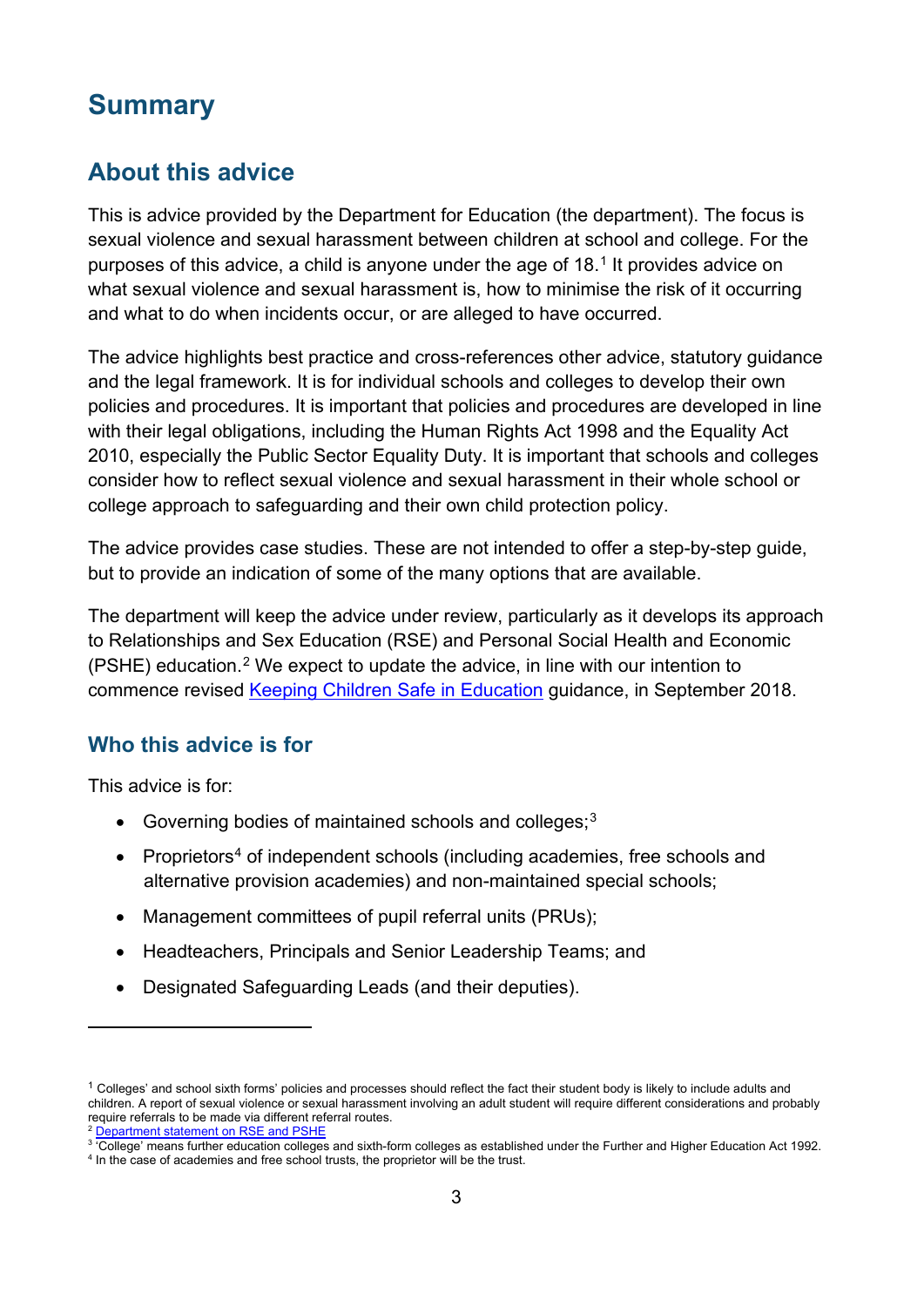# Summary

## About this advice

This is advice provided by the Department for Education (the department). The focus is sexual violence and sexual harassment between children at school and college. For the purposes of this advice, a child is anyone under the age of 18.[1] It provides advice on what sexual violence and sexual harassment is, how to minimise the risk of it occurring and what to do when incidents occur, or are alleged to have occurred.

The advice highlights best practice and cross-references other advice, statutory guidance and the legal framework. It is for individual schools and colleges to develop their own policies and procedures. It is important that policies and procedures are developed in line with their legal obligations, including the Human Rights Act 1998 and the Equality Act 2010, especially the Public Sector Equality Duty. It is important that schools and colleges consider how to reflect sexual violence and sexual harassment in their whole school or college approach to safeguarding and their own child protection policy.

The advice provides case studies. These are not intended to offer a step-by-step guide, but to provide an indication of some of the many options that are available.

The department will keep the advice under review, particularly as it develops its approach to Relationships and Sex Education (RSE) and Personal Social Health and Economic (PSHE) education.[2] We expect to update the advice, in line with our intention to commence revised [Keeping Children Safe in Education] guidance, in September 2018.

### Who this advice is for

This advice is for:

- Governing bodies of maintained schools and colleges;[3]
- Proprietors[4] of independent schools (including academies, free schools and alternative provision academies) and non-maintained special schools;
- Management committees of pupil referral units (PRUs);
- Headteachers, Principals and Senior Leadership Teams; and
- Designated Safeguarding Leads (and their deputies).

---

[1] Colleges' and school sixth forms' policies and processes should reflect the fact their student body is likely to include adults and children. A report of sexual violence or sexual harassment involving an adult student will require different considerations and probably require referrals to be made via different referral routes.

[2] [Department statement on RSE and PSHE]

[3] 'College' means further education colleges and sixth-form colleges as established under the Further and Higher Education Act 1992.

[4] In the case of academies and free school trusts, the proprietor will be the trust.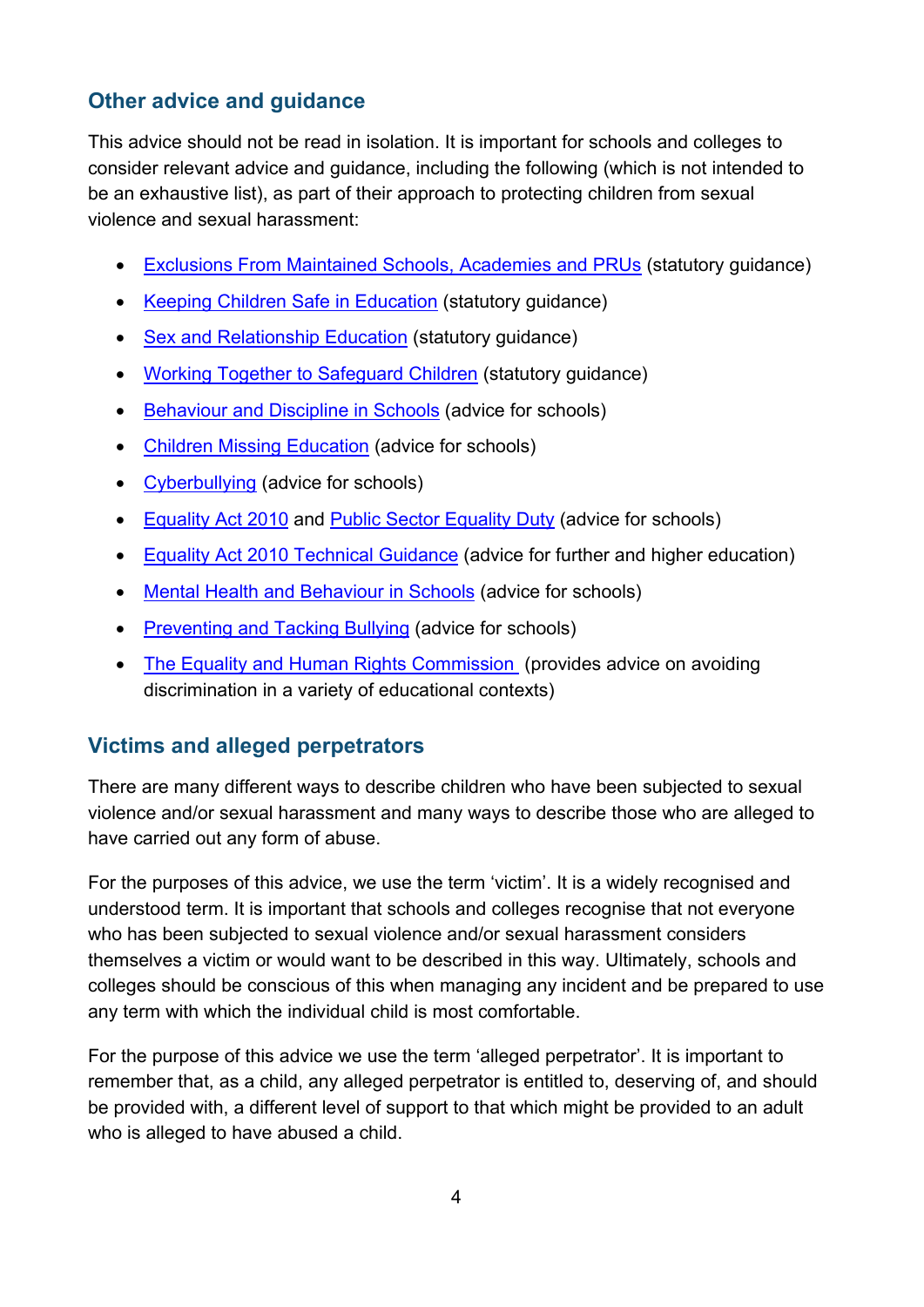## Other advice and guidance

This advice should not be read in isolation. It is important for schools and colleges to consider relevant advice and guidance, including the following (which is not intended to be an exhaustive list), as part of their approach to protecting children from sexual violence and sexual harassment:

- Exclusions From Maintained Schools, Academies and PRUs (statutory guidance)
- Keeping Children Safe in Education (statutory guidance)
- Sex and Relationship Education (statutory guidance)
- Working Together to Safeguard Children (statutory guidance)
- Behaviour and Discipline in Schools (advice for schools)
- Children Missing Education (advice for schools)
- Cyberbullying (advice for schools)
- Equality Act 2010 and Public Sector Equality Duty (advice for schools)
- Equality Act 2010 Technical Guidance (advice for further and higher education)
- Mental Health and Behaviour in Schools (advice for schools)
- Preventing and Tacking Bullying (advice for schools)
- The Equality and Human Rights Commission (provides advice on avoiding discrimination in a variety of educational contexts)

## Victims and alleged perpetrators

There are many different ways to describe children who have been subjected to sexual violence and/or sexual harassment and many ways to describe those who are alleged to have carried out any form of abuse.

For the purposes of this advice, we use the term 'victim'. It is a widely recognised and understood term. It is important that schools and colleges recognise that not everyone who has been subjected to sexual violence and/or sexual harassment considers themselves a victim or would want to be described in this way. Ultimately, schools and colleges should be conscious of this when managing any incident and be prepared to use any term with which the individual child is most comfortable.

For the purpose of this advice we use the term 'alleged perpetrator'. It is important to remember that, as a child, any alleged perpetrator is entitled to, deserving of, and should be provided with, a different level of support to that which might be provided to an adult who is alleged to have abused a child.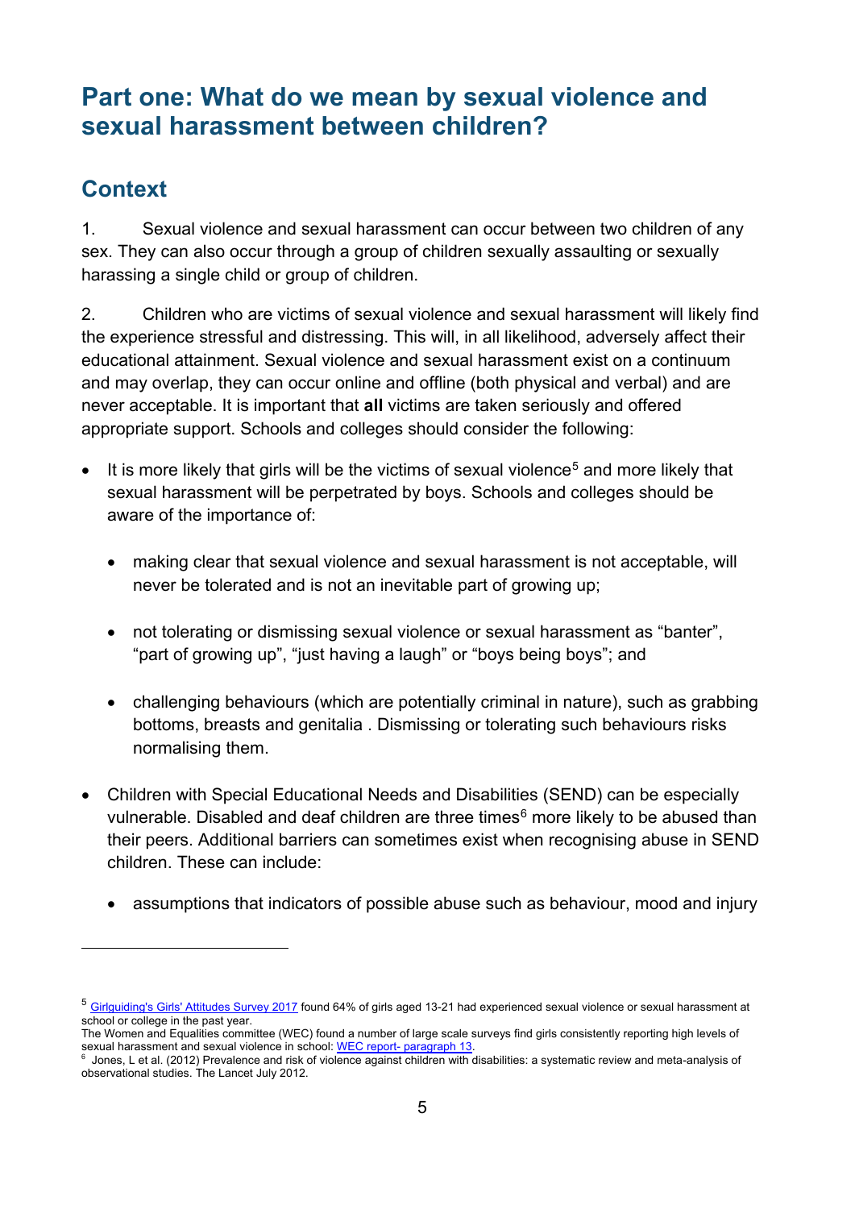# Part one: What do we mean by sexual violence and sexual harassment between children?

## Context

1. Sexual violence and sexual harassment can occur between two children of any sex. They can also occur through a group of children sexually assaulting or sexually harassing a single child or group of children.

2. Children who are victims of sexual violence and sexual harassment will likely find the experience stressful and distressing. This will, in all likelihood, adversely affect their educational attainment. Sexual violence and sexual harassment exist on a continuum and may overlap, they can occur online and offline (both physical and verbal) and are never acceptable. It is important that **all** victims are taken seriously and offered appropriate support. Schools and colleges should consider the following:

- It is more likely that girls will be the victims of sexual violence[5] and more likely that sexual harassment will be perpetrated by boys. Schools and colleges should be aware of the importance of:
  - making clear that sexual violence and sexual harassment is not acceptable, will never be tolerated and is not an inevitable part of growing up;
  - not tolerating or dismissing sexual violence or sexual harassment as "banter", "part of growing up", "just having a laugh" or "boys being boys"; and
  - challenging behaviours (which are potentially criminal in nature), such as grabbing bottoms, breasts and genitalia . Dismissing or tolerating such behaviours risks normalising them.
- Children with Special Educational Needs and Disabilities (SEND) can be especially vulnerable. Disabled and deaf children are three times[6] more likely to be abused than their peers. Additional barriers can sometimes exist when recognising abuse in SEND children. These can include:
  - assumptions that indicators of possible abuse such as behaviour, mood and injury

---

[5] Girlguiding's Girls' Attitudes Survey 2017 found 64% of girls aged 13-21 had experienced sexual violence or sexual harassment at school or college in the past year.
The Women and Equalities committee (WEC) found a number of large scale surveys find girls consistently reporting high levels of sexual harassment and sexual violence in school: WEC report- paragraph 13.

[6] Jones, L et al. (2012) Prevalence and risk of violence against children with disabilities: a systematic review and meta-analysis of observational studies. The Lancet July 2012.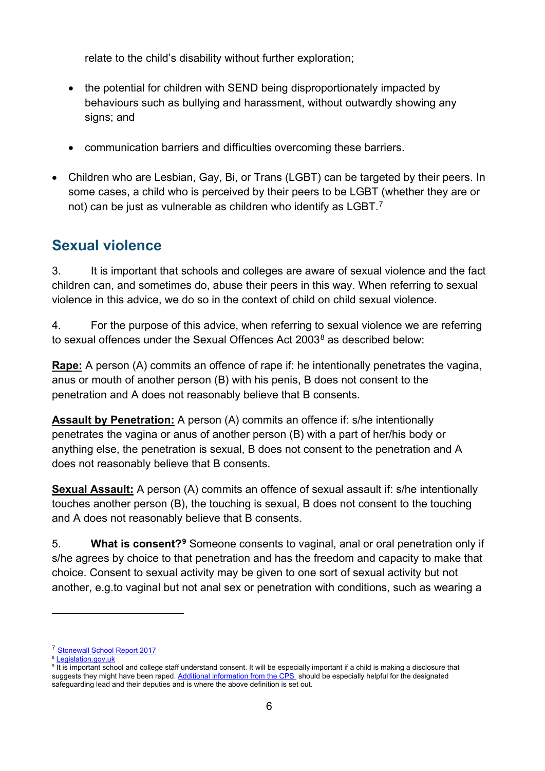relate to the child's disability without further exploration;

- the potential for children with SEND being disproportionately impacted by behaviours such as bullying and harassment, without outwardly showing any signs; and

- communication barriers and difficulties overcoming these barriers.

- Children who are Lesbian, Gay, Bi, or Trans (LGBT) can be targeted by their peers. In some cases, a child who is perceived by their peers to be LGBT (whether they are or not) can be just as vulnerable as children who identify as LGBT.[7]

## Sexual violence

3. It is important that schools and colleges are aware of sexual violence and the fact children can, and sometimes do, abuse their peers in this way. When referring to sexual violence in this advice, we do so in the context of child on child sexual violence.

4. For the purpose of this advice, when referring to sexual violence we are referring to sexual offences under the Sexual Offences Act 2003[8] as described below:

**Rape:** A person (A) commits an offence of rape if: he intentionally penetrates the vagina, anus or mouth of another person (B) with his penis, B does not consent to the penetration and A does not reasonably believe that B consents.

**Assault by Penetration:** A person (A) commits an offence if: s/he intentionally penetrates the vagina or anus of another person (B) with a part of her/his body or anything else, the penetration is sexual, B does not consent to the penetration and A does not reasonably believe that B consents.

**Sexual Assault:** A person (A) commits an offence of sexual assault if: s/he intentionally touches another person (B), the touching is sexual, B does not consent to the touching and A does not reasonably believe that B consents.

5. **What is consent?[9]** Someone consents to vaginal, anal or oral penetration only if s/he agrees by choice to that penetration and has the freedom and capacity to make that choice. Consent to sexual activity may be given to one sort of sexual activity but not another, e.g.to vaginal but not anal sex or penetration with conditions, such as wearing a

---

[7] Stonewall School Report 2017

[8] Legislation.gov.uk

[9] It is important school and college staff understand consent. It will be especially important if a child is making a disclosure that suggests they might have been raped. Additional information from the CPS should be especially helpful for the designated safeguarding lead and their deputies and is where the above definition is set out.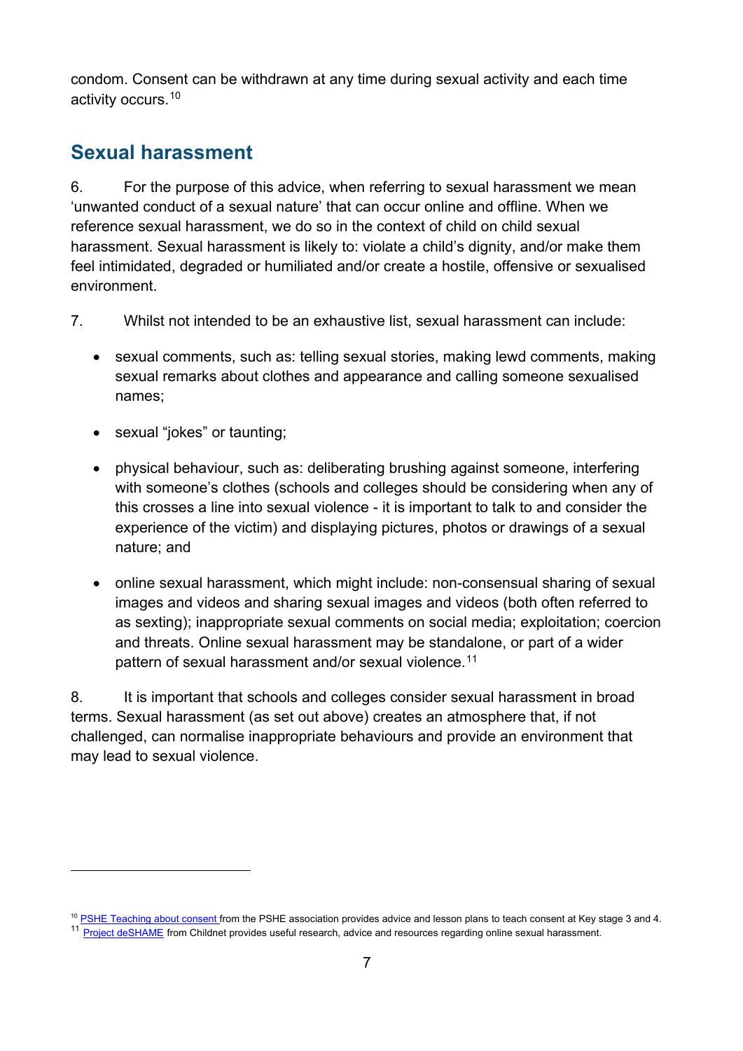condom. Consent can be withdrawn at any time during sexual activity and each time activity occurs.[10]

## Sexual harassment

6. For the purpose of this advice, when referring to sexual harassment we mean 'unwanted conduct of a sexual nature' that can occur online and offline. When we reference sexual harassment, we do so in the context of child on child sexual harassment. Sexual harassment is likely to: violate a child's dignity, and/or make them feel intimidated, degraded or humiliated and/or create a hostile, offensive or sexualised environment.

7. Whilst not intended to be an exhaustive list, sexual harassment can include:

- sexual comments, such as: telling sexual stories, making lewd comments, making sexual remarks about clothes and appearance and calling someone sexualised names;
- sexual "jokes" or taunting;
- physical behaviour, such as: deliberating brushing against someone, interfering with someone's clothes (schools and colleges should be considering when any of this crosses a line into sexual violence - it is important to talk to and consider the experience of the victim) and displaying pictures, photos or drawings of a sexual nature; and
- online sexual harassment, which might include: non-consensual sharing of sexual images and videos and sharing sexual images and videos (both often referred to as sexting); inappropriate sexual comments on social media; exploitation; coercion and threats. Online sexual harassment may be standalone, or part of a wider pattern of sexual harassment and/or sexual violence.[11]

8. It is important that schools and colleges consider sexual harassment in broad terms. Sexual harassment (as set out above) creates an atmosphere that, if not challenged, can normalise inappropriate behaviours and provide an environment that may lead to sexual violence.

---

[10] PSHE Teaching about consent from the PSHE association provides advice and lesson plans to teach consent at Key stage 3 and 4.

[11] Project deSHAME from Childnet provides useful research, advice and resources regarding online sexual harassment.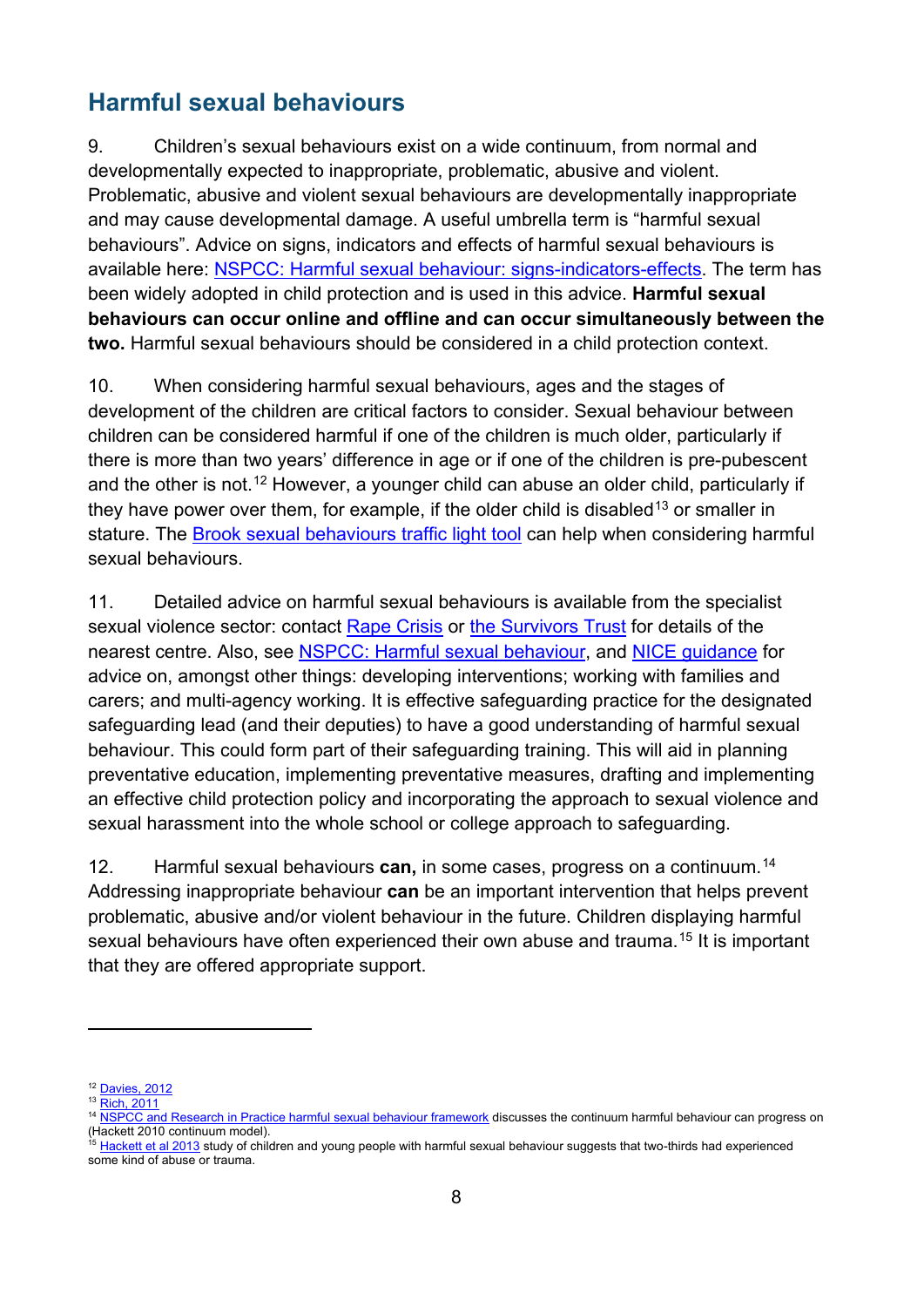## Harmful sexual behaviours

9. Children's sexual behaviours exist on a wide continuum, from normal and developmentally expected to inappropriate, problematic, abusive and violent. Problematic, abusive and violent sexual behaviours are developmentally inappropriate and may cause developmental damage. A useful umbrella term is "harmful sexual behaviours". Advice on signs, indicators and effects of harmful sexual behaviours is available here: NSPCC: Harmful sexual behaviour: signs-indicators-effects. The term has been widely adopted in child protection and is used in this advice. **Harmful sexual behaviours can occur online and offline and can occur simultaneously between the two.** Harmful sexual behaviours should be considered in a child protection context.

10. When considering harmful sexual behaviours, ages and the stages of development of the children are critical factors to consider. Sexual behaviour between children can be considered harmful if one of the children is much older, particularly if there is more than two years' difference in age or if one of the children is pre-pubescent and the other is not.[12] However, a younger child can abuse an older child, particularly if they have power over them, for example, if the older child is disabled[13] or smaller in stature. The Brook sexual behaviours traffic light tool can help when considering harmful sexual behaviours.

11. Detailed advice on harmful sexual behaviours is available from the specialist sexual violence sector: contact Rape Crisis or the Survivors Trust for details of the nearest centre. Also, see NSPCC: Harmful sexual behaviour, and NICE guidance for advice on, amongst other things: developing interventions; working with families and carers; and multi-agency working. It is effective safeguarding practice for the designated safeguarding lead (and their deputies) to have a good understanding of harmful sexual behaviour. This could form part of their safeguarding training. This will aid in planning preventative education, implementing preventative measures, drafting and implementing an effective child protection policy and incorporating the approach to sexual violence and sexual harassment into the whole school or college approach to safeguarding.

12. Harmful sexual behaviours **can,** in some cases, progress on a continuum.[14] Addressing inappropriate behaviour **can** be an important intervention that helps prevent problematic, abusive and/or violent behaviour in the future. Children displaying harmful sexual behaviours have often experienced their own abuse and trauma.[15] It is important that they are offered appropriate support.

---

[12] Davies, 2012

[13] Rich, 2011

[14] NSPCC and Research in Practice harmful sexual behaviour framework discusses the continuum harmful behaviour can progress on (Hackett 2010 continuum model).

[15] Hackett et al 2013 study of children and young people with harmful sexual behaviour suggests that two-thirds had experienced some kind of abuse or trauma.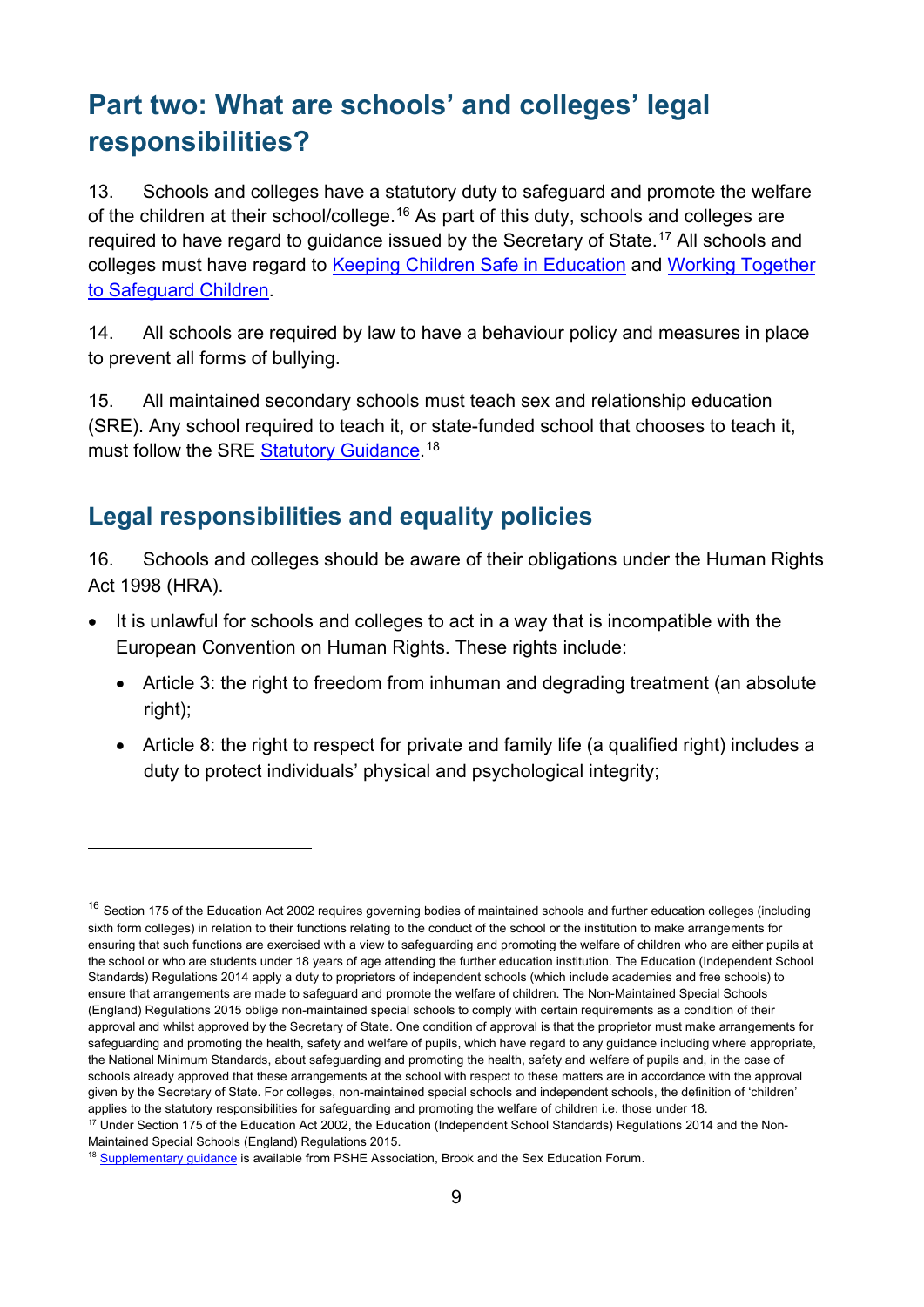# Part two: What are schools' and colleges' legal responsibilities?

13. Schools and colleges have a statutory duty to safeguard and promote the welfare of the children at their school/college.[16] As part of this duty, schools and colleges are required to have regard to guidance issued by the Secretary of State.[17] All schools and colleges must have regard to Keeping Children Safe in Education and Working Together to Safeguard Children.

14. All schools are required by law to have a behaviour policy and measures in place to prevent all forms of bullying.

15. All maintained secondary schools must teach sex and relationship education (SRE). Any school required to teach it, or state-funded school that chooses to teach it, must follow the SRE Statutory Guidance.[18]

## Legal responsibilities and equality policies

16. Schools and colleges should be aware of their obligations under the Human Rights Act 1998 (HRA).

- It is unlawful for schools and colleges to act in a way that is incompatible with the European Convention on Human Rights. These rights include:
  - Article 3: the right to freedom from inhuman and degrading treatment (an absolute right);
  - Article 8: the right to respect for private and family life (a qualified right) includes a duty to protect individuals' physical and psychological integrity;

---

[16] Section 175 of the Education Act 2002 requires governing bodies of maintained schools and further education colleges (including sixth form colleges) in relation to their functions relating to the conduct of the school or the institution to make arrangements for ensuring that such functions are exercised with a view to safeguarding and promoting the welfare of children who are either pupils at the school or who are students under 18 years of age attending the further education institution. The Education (Independent School Standards) Regulations 2014 apply a duty to proprietors of independent schools (which include academies and free schools) to ensure that arrangements are made to safeguard and promote the welfare of children. The Non-Maintained Special Schools (England) Regulations 2015 oblige non-maintained special schools to comply with certain requirements as a condition of their approval and whilst approved by the Secretary of State. One condition of approval is that the proprietor must make arrangements for safeguarding and promoting the health, safety and welfare of pupils, which have regard to any guidance including where appropriate, the National Minimum Standards, about safeguarding and promoting the health, safety and welfare of pupils and, in the case of schools already approved that these arrangements at the school with respect to these matters are in accordance with the approval given by the Secretary of State. For colleges, non-maintained special schools and independent schools, the definition of 'children' applies to the statutory responsibilities for safeguarding and promoting the welfare of children i.e. those under 18.

[17] Under Section 175 of the Education Act 2002, the Education (Independent School Standards) Regulations 2014 and the Non-Maintained Special Schools (England) Regulations 2015.

[18] Supplementary guidance is available from PSHE Association, Brook and the Sex Education Forum.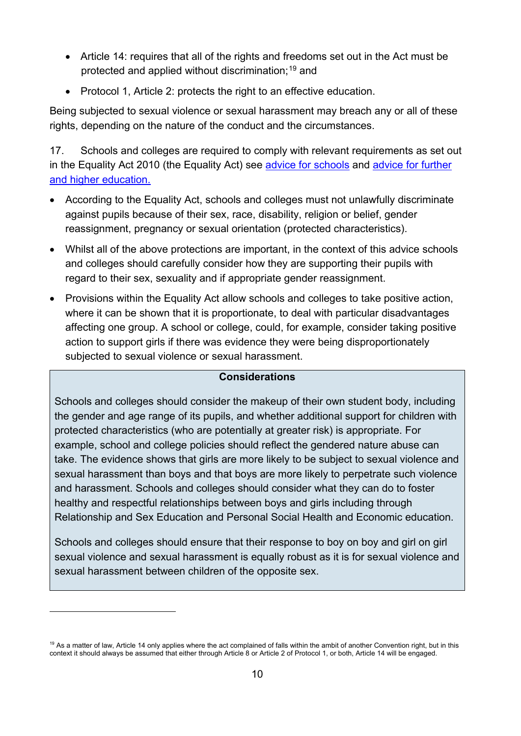- Article 14: requires that all of the rights and freedoms set out in the Act must be protected and applied without discrimination;[19] and
- Protocol 1, Article 2: protects the right to an effective education.

Being subjected to sexual violence or sexual harassment may breach any or all of these rights, depending on the nature of the conduct and the circumstances.

17. Schools and colleges are required to comply with relevant requirements as set out in the Equality Act 2010 (the Equality Act) see advice for schools and advice for further and higher education.

- According to the Equality Act, schools and colleges must not unlawfully discriminate against pupils because of their sex, race, disability, religion or belief, gender reassignment, pregnancy or sexual orientation (protected characteristics).
- Whilst all of the above protections are important, in the context of this advice schools and colleges should carefully consider how they are supporting their pupils with regard to their sex, sexuality and if appropriate gender reassignment.
- Provisions within the Equality Act allow schools and colleges to take positive action, where it can be shown that it is proportionate, to deal with particular disadvantages affecting one group. A school or college, could, for example, consider taking positive action to support girls if there was evidence they were being disproportionately subjected to sexual violence or sexual harassment.

**Considerations**

Schools and colleges should consider the makeup of their own student body, including the gender and age range of its pupils, and whether additional support for children with protected characteristics (who are potentially at greater risk) is appropriate. For example, school and college policies should reflect the gendered nature abuse can take. The evidence shows that girls are more likely to be subject to sexual violence and sexual harassment than boys and that boys are more likely to perpetrate such violence and harassment. Schools and colleges should consider what they can do to foster healthy and respectful relationships between boys and girls including through Relationship and Sex Education and Personal Social Health and Economic education.

Schools and colleges should ensure that their response to boy on boy and girl on girl sexual violence and sexual harassment is equally robust as it is for sexual violence and sexual harassment between children of the opposite sex.

[19] As a matter of law, Article 14 only applies where the act complained of falls within the ambit of another Convention right, but in this context it should always be assumed that either through Article 8 or Article 2 of Protocol 1, or both, Article 14 will be engaged.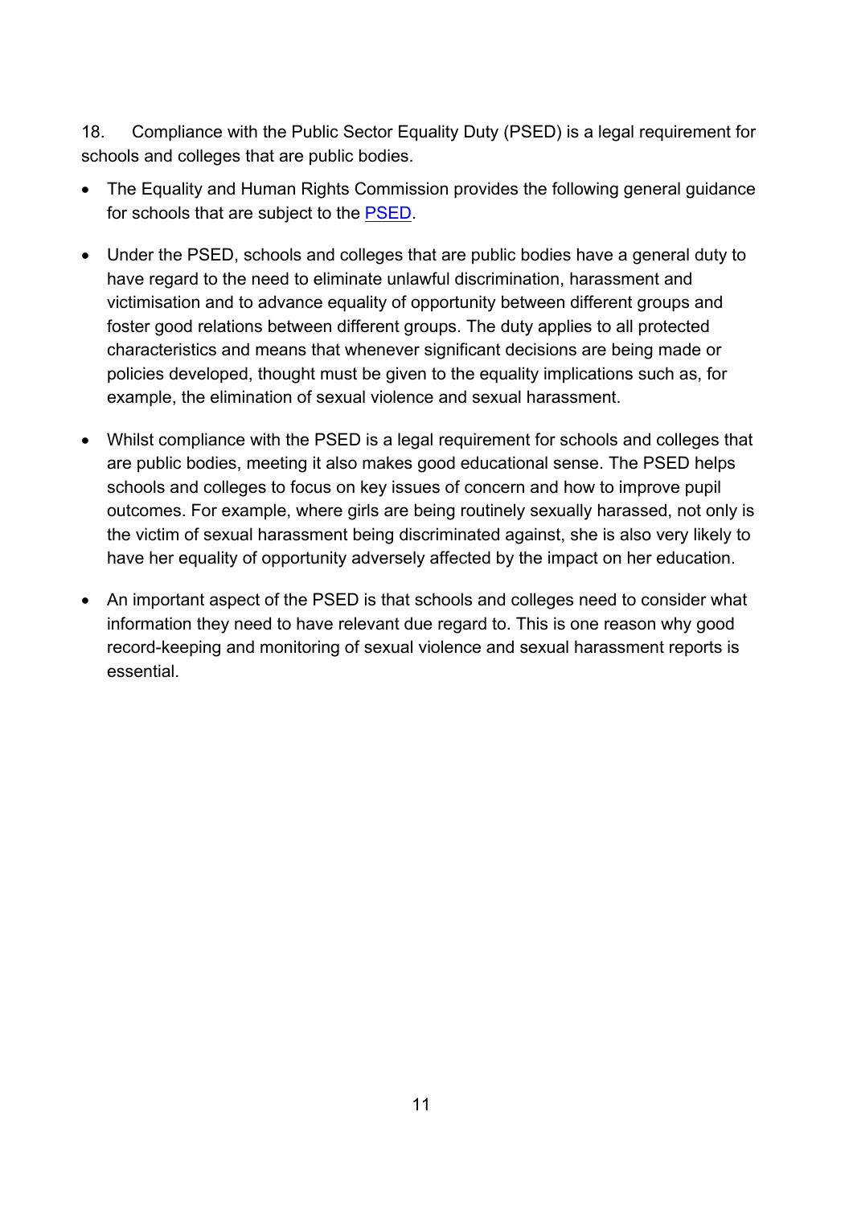18. Compliance with the Public Sector Equality Duty (PSED) is a legal requirement for schools and colleges that are public bodies.

- The Equality and Human Rights Commission provides the following general guidance for schools that are subject to the PSED.
- Under the PSED, schools and colleges that are public bodies have a general duty to have regard to the need to eliminate unlawful discrimination, harassment and victimisation and to advance equality of opportunity between different groups and foster good relations between different groups. The duty applies to all protected characteristics and means that whenever significant decisions are being made or policies developed, thought must be given to the equality implications such as, for example, the elimination of sexual violence and sexual harassment.
- Whilst compliance with the PSED is a legal requirement for schools and colleges that are public bodies, meeting it also makes good educational sense. The PSED helps schools and colleges to focus on key issues of concern and how to improve pupil outcomes. For example, where girls are being routinely sexually harassed, not only is the victim of sexual harassment being discriminated against, she is also very likely to have her equality of opportunity adversely affected by the impact on her education.
- An important aspect of the PSED is that schools and colleges need to consider what information they need to have relevant due regard to. This is one reason why good record-keeping and monitoring of sexual violence and sexual harassment reports is essential.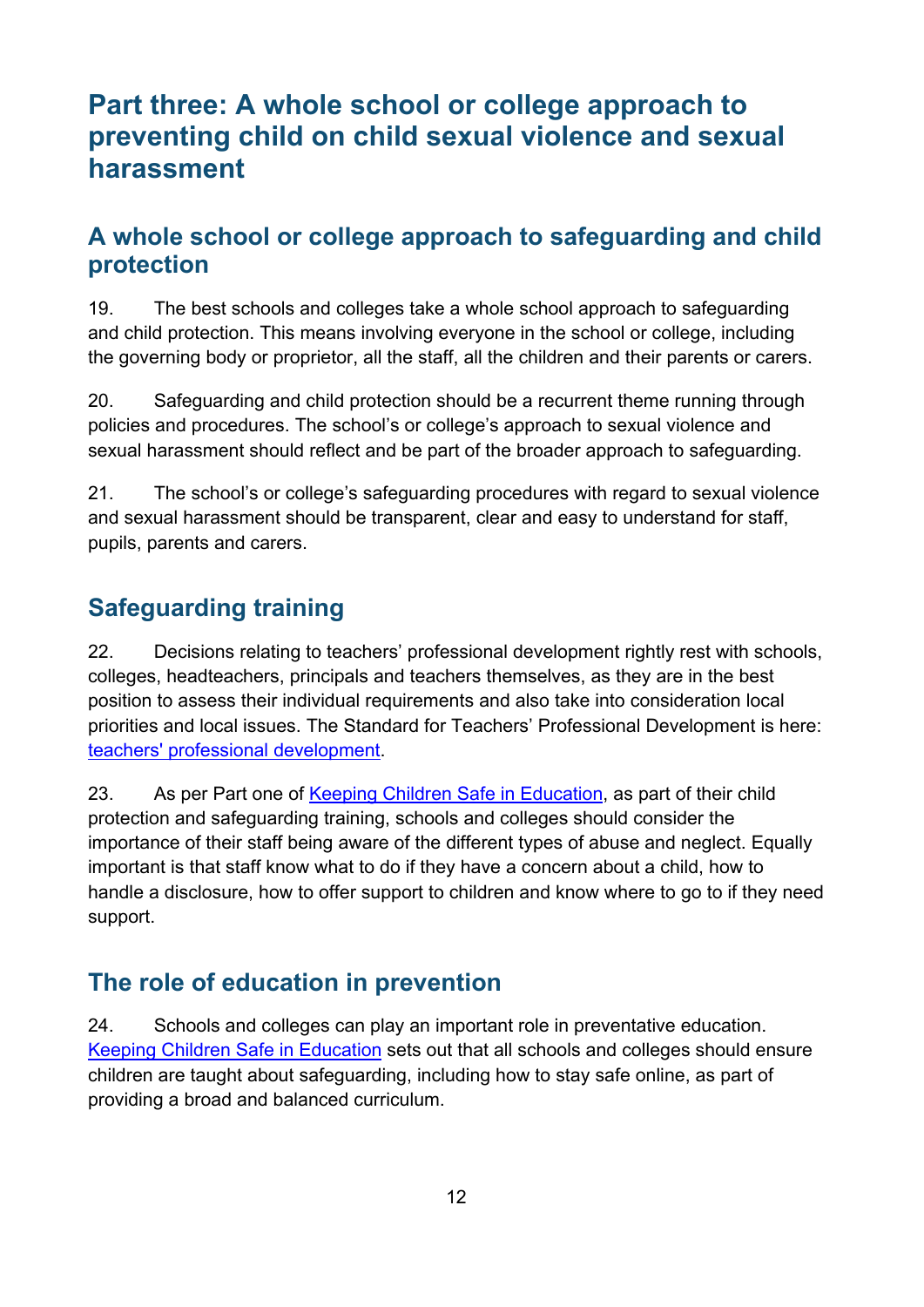## Part three: A whole school or college approach to preventing child on child sexual violence and sexual harassment

### A whole school or college approach to safeguarding and child protection

19. The best schools and colleges take a whole school approach to safeguarding and child protection. This means involving everyone in the school or college, including the governing body or proprietor, all the staff, all the children and their parents or carers.

20. Safeguarding and child protection should be a recurrent theme running through policies and procedures. The school's or college's approach to sexual violence and sexual harassment should reflect and be part of the broader approach to safeguarding.

21. The school's or college's safeguarding procedures with regard to sexual violence and sexual harassment should be transparent, clear and easy to understand for staff, pupils, parents and carers.

### Safeguarding training

22. Decisions relating to teachers' professional development rightly rest with schools, colleges, headteachers, principals and teachers themselves, as they are in the best position to assess their individual requirements and also take into consideration local priorities and local issues. The Standard for Teachers' Professional Development is here: teachers' professional development.

23. As per Part one of Keeping Children Safe in Education, as part of their child protection and safeguarding training, schools and colleges should consider the importance of their staff being aware of the different types of abuse and neglect. Equally important is that staff know what to do if they have a concern about a child, how to handle a disclosure, how to offer support to children and know where to go to if they need support.

### The role of education in prevention

24. Schools and colleges can play an important role in preventative education. Keeping Children Safe in Education sets out that all schools and colleges should ensure children are taught about safeguarding, including how to stay safe online, as part of providing a broad and balanced curriculum.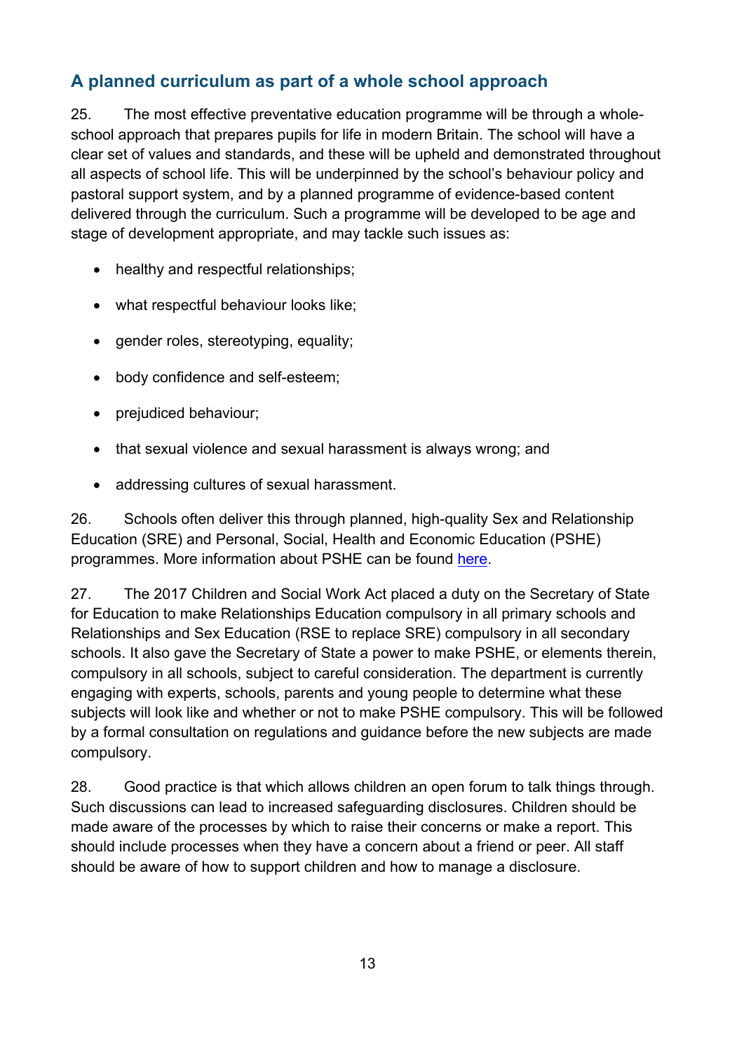## A planned curriculum as part of a whole school approach

25. The most effective preventative education programme will be through a whole-school approach that prepares pupils for life in modern Britain. The school will have a clear set of values and standards, and these will be upheld and demonstrated throughout all aspects of school life. This will be underpinned by the school's behaviour policy and pastoral support system, and by a planned programme of evidence-based content delivered through the curriculum. Such a programme will be developed to be age and stage of development appropriate, and may tackle such issues as:

- healthy and respectful relationships;
- what respectful behaviour looks like;
- gender roles, stereotyping, equality;
- body confidence and self-esteem;
- prejudiced behaviour;
- that sexual violence and sexual harassment is always wrong; and
- addressing cultures of sexual harassment.

26. Schools often deliver this through planned, high-quality Sex and Relationship Education (SRE) and Personal, Social, Health and Economic Education (PSHE) programmes. More information about PSHE can be found here.

27. The 2017 Children and Social Work Act placed a duty on the Secretary of State for Education to make Relationships Education compulsory in all primary schools and Relationships and Sex Education (RSE to replace SRE) compulsory in all secondary schools. It also gave the Secretary of State a power to make PSHE, or elements therein, compulsory in all schools, subject to careful consideration. The department is currently engaging with experts, schools, parents and young people to determine what these subjects will look like and whether or not to make PSHE compulsory. This will be followed by a formal consultation on regulations and guidance before the new subjects are made compulsory.

28. Good practice is that which allows children an open forum to talk things through. Such discussions can lead to increased safeguarding disclosures. Children should be made aware of the processes by which to raise their concerns or make a report. This should include processes when they have a concern about a friend or peer. All staff should be aware of how to support children and how to manage a disclosure.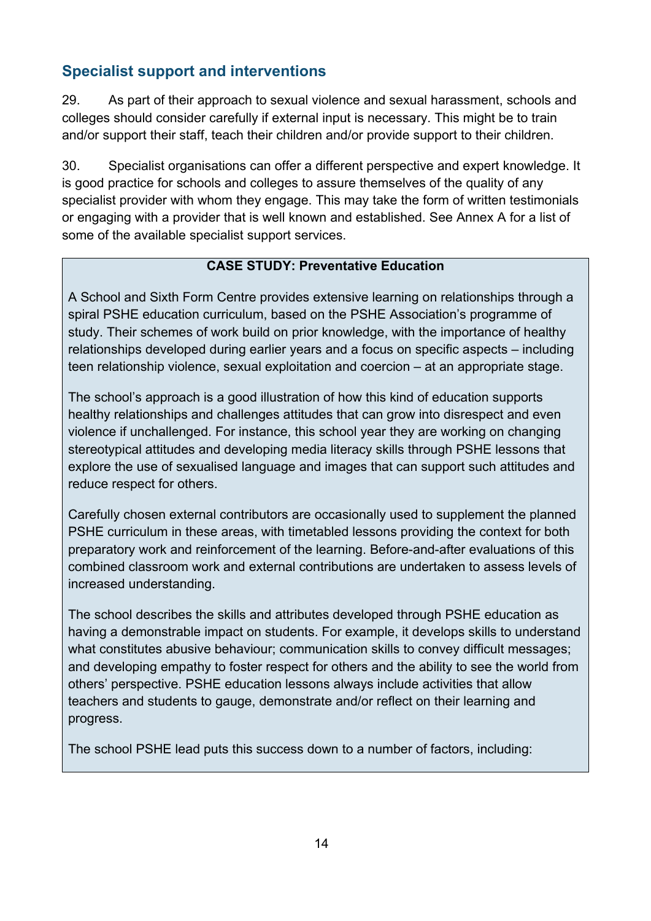## Specialist support and interventions

29. As part of their approach to sexual violence and sexual harassment, schools and colleges should consider carefully if external input is necessary. This might be to train and/or support their staff, teach their children and/or provide support to their children.

30. Specialist organisations can offer a different perspective and expert knowledge. It is good practice for schools and colleges to assure themselves of the quality of any specialist provider with whom they engage. This may take the form of written testimonials or engaging with a provider that is well known and established. See Annex A for a list of some of the available specialist support services.

**CASE STUDY: Preventative Education**

A School and Sixth Form Centre provides extensive learning on relationships through a spiral PSHE education curriculum, based on the PSHE Association's programme of study. Their schemes of work build on prior knowledge, with the importance of healthy relationships developed during earlier years and a focus on specific aspects – including teen relationship violence, sexual exploitation and coercion – at an appropriate stage.

The school's approach is a good illustration of how this kind of education supports healthy relationships and challenges attitudes that can grow into disrespect and even violence if unchallenged. For instance, this school year they are working on changing stereotypical attitudes and developing media literacy skills through PSHE lessons that explore the use of sexualised language and images that can support such attitudes and reduce respect for others.

Carefully chosen external contributors are occasionally used to supplement the planned PSHE curriculum in these areas, with timetabled lessons providing the context for both preparatory work and reinforcement of the learning. Before-and-after evaluations of this combined classroom work and external contributions are undertaken to assess levels of increased understanding.

The school describes the skills and attributes developed through PSHE education as having a demonstrable impact on students. For example, it develops skills to understand what constitutes abusive behaviour; communication skills to convey difficult messages; and developing empathy to foster respect for others and the ability to see the world from others' perspective. PSHE education lessons always include activities that allow teachers and students to gauge, demonstrate and/or reflect on their learning and progress.

The school PSHE lead puts this success down to a number of factors, including: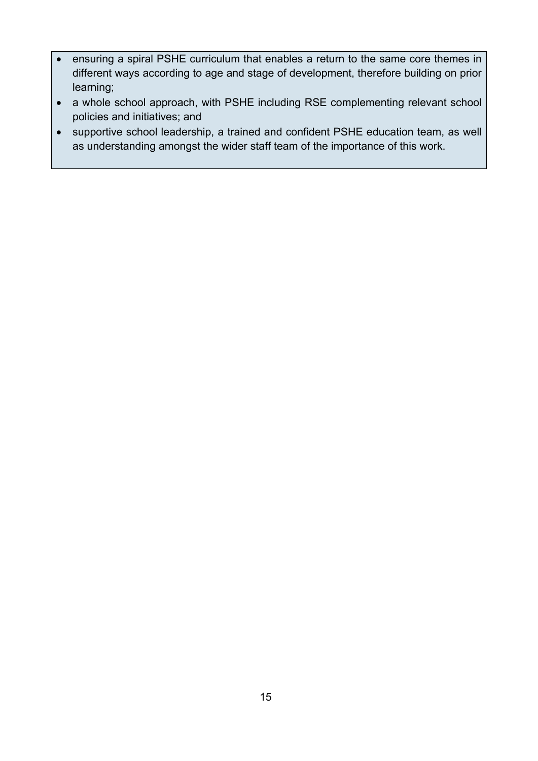- ensuring a spiral PSHE curriculum that enables a return to the same core themes in different ways according to age and stage of development, therefore building on prior learning;
- a whole school approach, with PSHE including RSE complementing relevant school policies and initiatives; and
- supportive school leadership, a trained and confident PSHE education team, as well as understanding amongst the wider staff team of the importance of this work.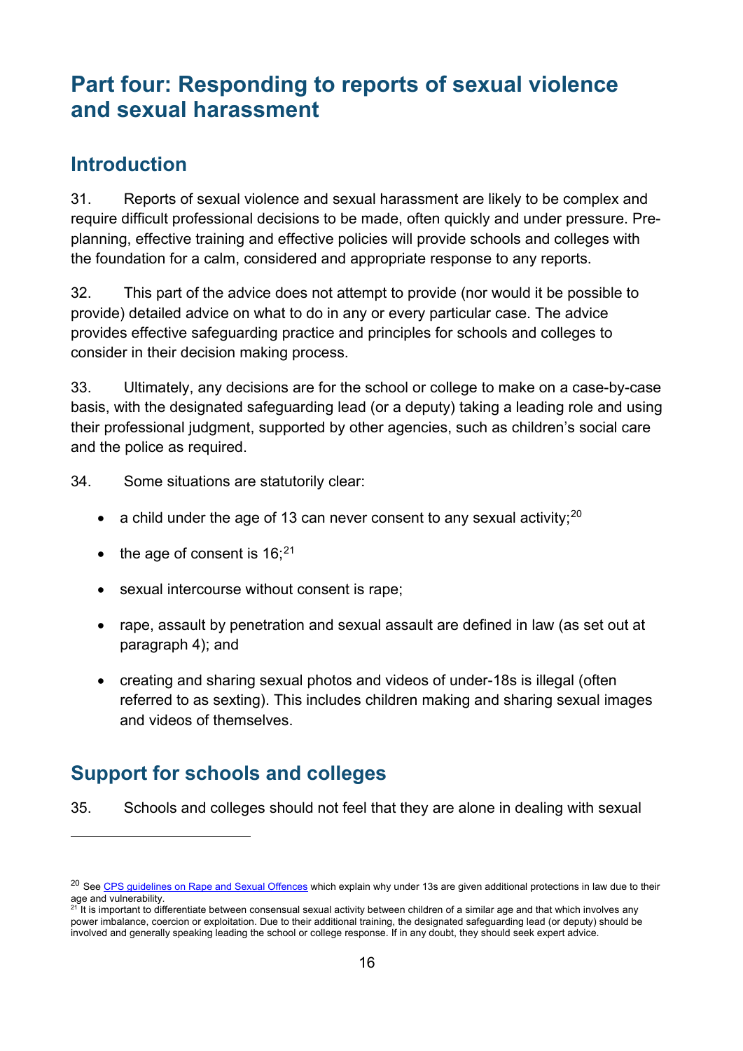# Part four: Responding to reports of sexual violence and sexual harassment

## Introduction

31. Reports of sexual violence and sexual harassment are likely to be complex and require difficult professional decisions to be made, often quickly and under pressure. Pre-planning, effective training and effective policies will provide schools and colleges with the foundation for a calm, considered and appropriate response to any reports.

32. This part of the advice does not attempt to provide (nor would it be possible to provide) detailed advice on what to do in any or every particular case. The advice provides effective safeguarding practice and principles for schools and colleges to consider in their decision making process.

33. Ultimately, any decisions are for the school or college to make on a case-by-case basis, with the designated safeguarding lead (or a deputy) taking a leading role and using their professional judgment, supported by other agencies, such as children's social care and the police as required.

34. Some situations are statutorily clear:

- a child under the age of 13 can never consent to any sexual activity;[20]
- the age of consent is 16;[21]
- sexual intercourse without consent is rape;
- rape, assault by penetration and sexual assault are defined in law (as set out at paragraph 4); and
- creating and sharing sexual photos and videos of under-18s is illegal (often referred to as sexting). This includes children making and sharing sexual images and videos of themselves.

## Support for schools and colleges

35. Schools and colleges should not feel that they are alone in dealing with sexual

---

[20] See CPS guidelines on Rape and Sexual Offences which explain why under 13s are given additional protections in law due to their age and vulnerability.

[21] It is important to differentiate between consensual sexual activity between children of a similar age and that which involves any power imbalance, coercion or exploitation. Due to their additional training, the designated safeguarding lead (or deputy) should be involved and generally speaking leading the school or college response. If in any doubt, they should seek expert advice.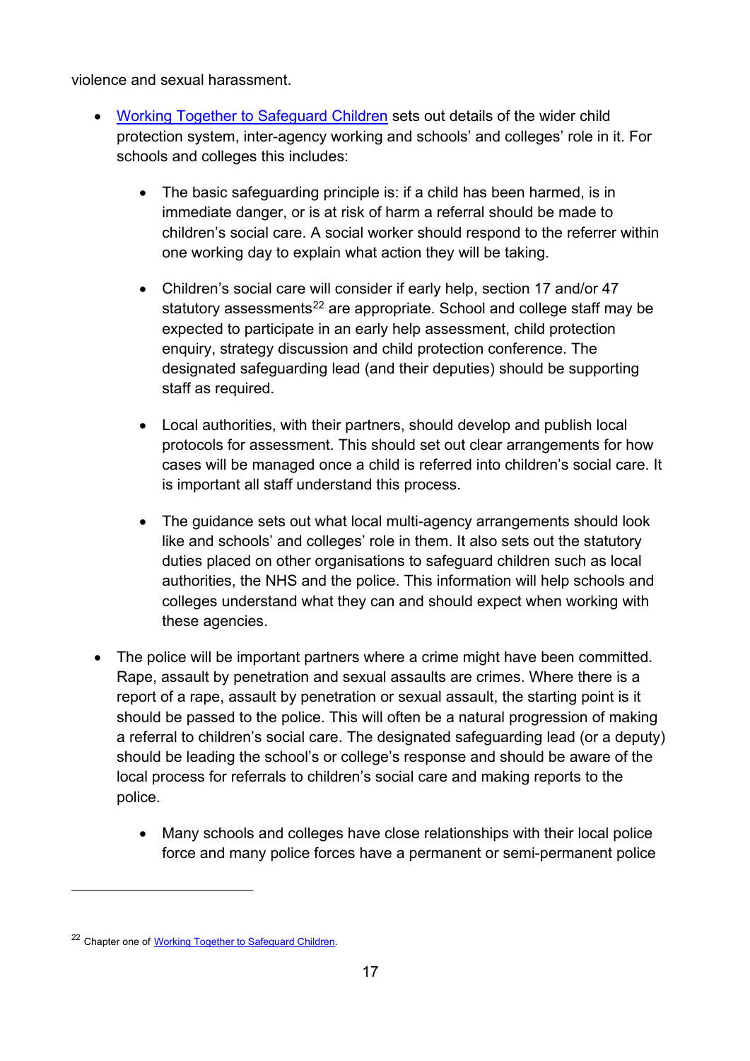violence and sexual harassment.

- Working Together to Safeguard Children sets out details of the wider child protection system, inter-agency working and schools' and colleges' role in it. For schools and colleges this includes:

    - The basic safeguarding principle is: if a child has been harmed, is in immediate danger, or is at risk of harm a referral should be made to children's social care. A social worker should respond to the referrer within one working day to explain what action they will be taking.

    - Children's social care will consider if early help, section 17 and/or 47 statutory assessments[22] are appropriate. School and college staff may be expected to participate in an early help assessment, child protection enquiry, strategy discussion and child protection conference. The designated safeguarding lead (and their deputies) should be supporting staff as required.

    - Local authorities, with their partners, should develop and publish local protocols for assessment. This should set out clear arrangements for how cases will be managed once a child is referred into children's social care. It is important all staff understand this process.

    - The guidance sets out what local multi-agency arrangements should look like and schools' and colleges' role in them. It also sets out the statutory duties placed on other organisations to safeguard children such as local authorities, the NHS and the police. This information will help schools and colleges understand what they can and should expect when working with these agencies.

- The police will be important partners where a crime might have been committed. Rape, assault by penetration and sexual assaults are crimes. Where there is a report of a rape, assault by penetration or sexual assault, the starting point is it should be passed to the police. This will often be a natural progression of making a referral to children's social care. The designated safeguarding lead (or a deputy) should be leading the school's or college's response and should be aware of the local process for referrals to children's social care and making reports to the police.

    - Many schools and colleges have close relationships with their local police force and many police forces have a permanent or semi-permanent police

---

[22] Chapter one of Working Together to Safeguard Children.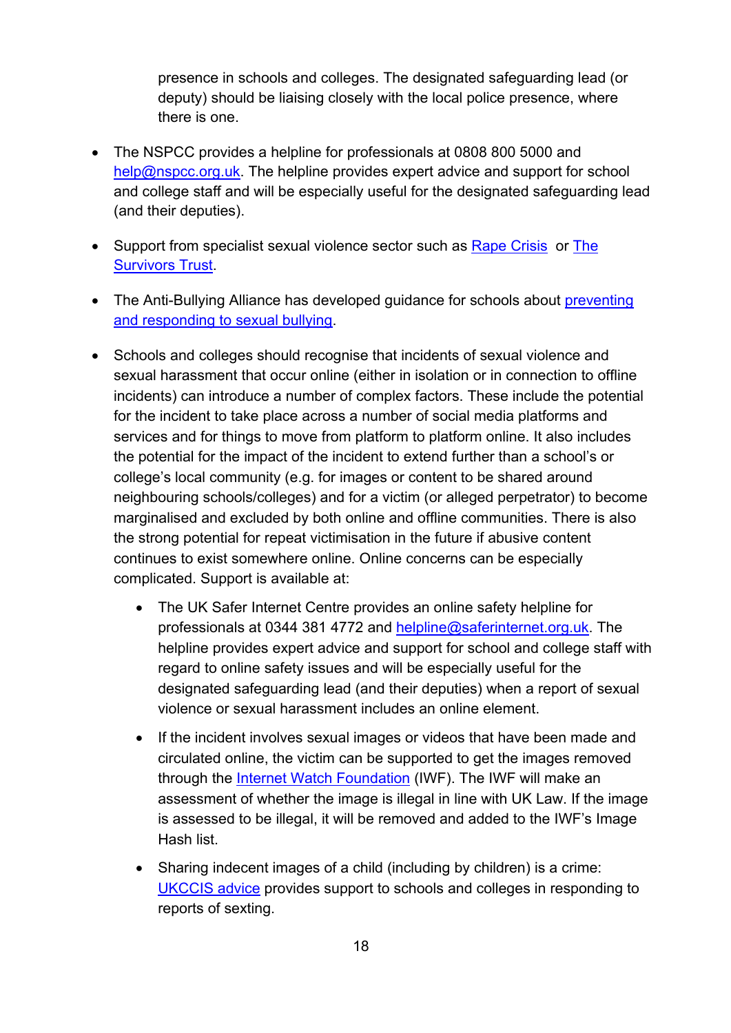presence in schools and colleges. The designated safeguarding lead (or deputy) should be liaising closely with the local police presence, where there is one.

- The NSPCC provides a helpline for professionals at 0808 800 5000 and help@nspcc.org.uk. The helpline provides expert advice and support for school and college staff and will be especially useful for the designated safeguarding lead (and their deputies).

- Support from specialist sexual violence sector such as Rape Crisis or The Survivors Trust.

- The Anti-Bullying Alliance has developed guidance for schools about preventing and responding to sexual bullying.

- Schools and colleges should recognise that incidents of sexual violence and sexual harassment that occur online (either in isolation or in connection to offline incidents) can introduce a number of complex factors. These include the potential for the incident to take place across a number of social media platforms and services and for things to move from platform to platform online. It also includes the potential for the impact of the incident to extend further than a school's or college's local community (e.g. for images or content to be shared around neighbouring schools/colleges) and for a victim (or alleged perpetrator) to become marginalised and excluded by both online and offline communities. There is also the strong potential for repeat victimisation in the future if abusive content continues to exist somewhere online. Online concerns can be especially complicated. Support is available at:

  - The UK Safer Internet Centre provides an online safety helpline for professionals at 0344 381 4772 and helpline@saferinternet.org.uk. The helpline provides expert advice and support for school and college staff with regard to online safety issues and will be especially useful for the designated safeguarding lead (and their deputies) when a report of sexual violence or sexual harassment includes an online element.

  - If the incident involves sexual images or videos that have been made and circulated online, the victim can be supported to get the images removed through the Internet Watch Foundation (IWF). The IWF will make an assessment of whether the image is illegal in line with UK Law. If the image is assessed to be illegal, it will be removed and added to the IWF's Image Hash list.

  - Sharing indecent images of a child (including by children) is a crime: UKCCIS advice provides support to schools and colleges in responding to reports of sexting.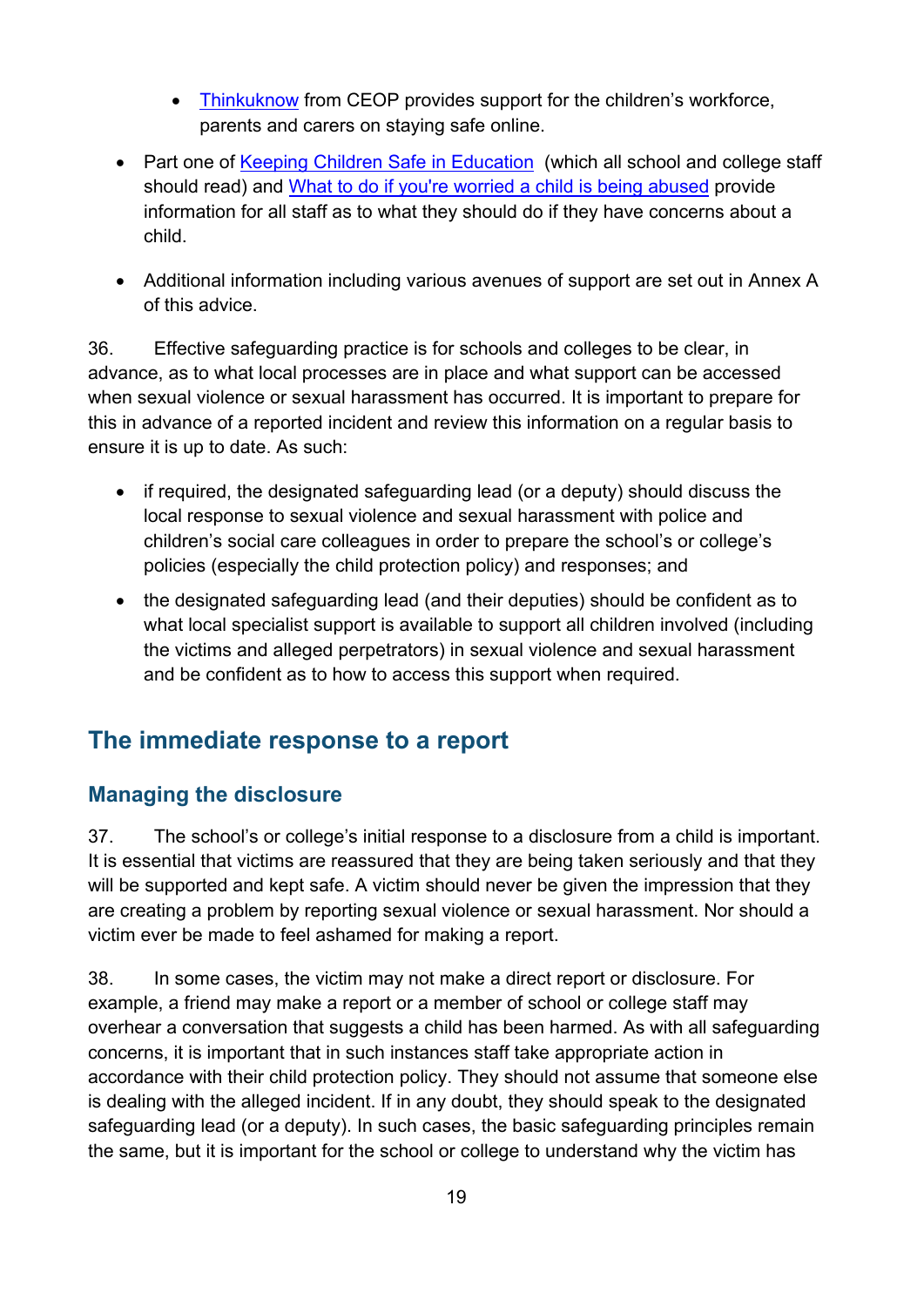- Thinkuknow from CEOP provides support for the children's workforce, parents and carers on staying safe online.

- Part one of Keeping Children Safe in Education (which all school and college staff should read) and What to do if you're worried a child is being abused provide information for all staff as to what they should do if they have concerns about a child.

- Additional information including various avenues of support are set out in Annex A of this advice.

36. Effective safeguarding practice is for schools and colleges to be clear, in advance, as to what local processes are in place and what support can be accessed when sexual violence or sexual harassment has occurred. It is important to prepare for this in advance of a reported incident and review this information on a regular basis to ensure it is up to date. As such:

- if required, the designated safeguarding lead (or a deputy) should discuss the local response to sexual violence and sexual harassment with police and children's social care colleagues in order to prepare the school's or college's policies (especially the child protection policy) and responses; and
- the designated safeguarding lead (and their deputies) should be confident as to what local specialist support is available to support all children involved (including the victims and alleged perpetrators) in sexual violence and sexual harassment and be confident as to how to access this support when required.

## The immediate response to a report

### Managing the disclosure

37. The school's or college's initial response to a disclosure from a child is important. It is essential that victims are reassured that they are being taken seriously and that they will be supported and kept safe. A victim should never be given the impression that they are creating a problem by reporting sexual violence or sexual harassment. Nor should a victim ever be made to feel ashamed for making a report.

38. In some cases, the victim may not make a direct report or disclosure. For example, a friend may make a report or a member of school or college staff may overhear a conversation that suggests a child has been harmed. As with all safeguarding concerns, it is important that in such instances staff take appropriate action in accordance with their child protection policy. They should not assume that someone else is dealing with the alleged incident. If in any doubt, they should speak to the designated safeguarding lead (or a deputy). In such cases, the basic safeguarding principles remain the same, but it is important for the school or college to understand why the victim has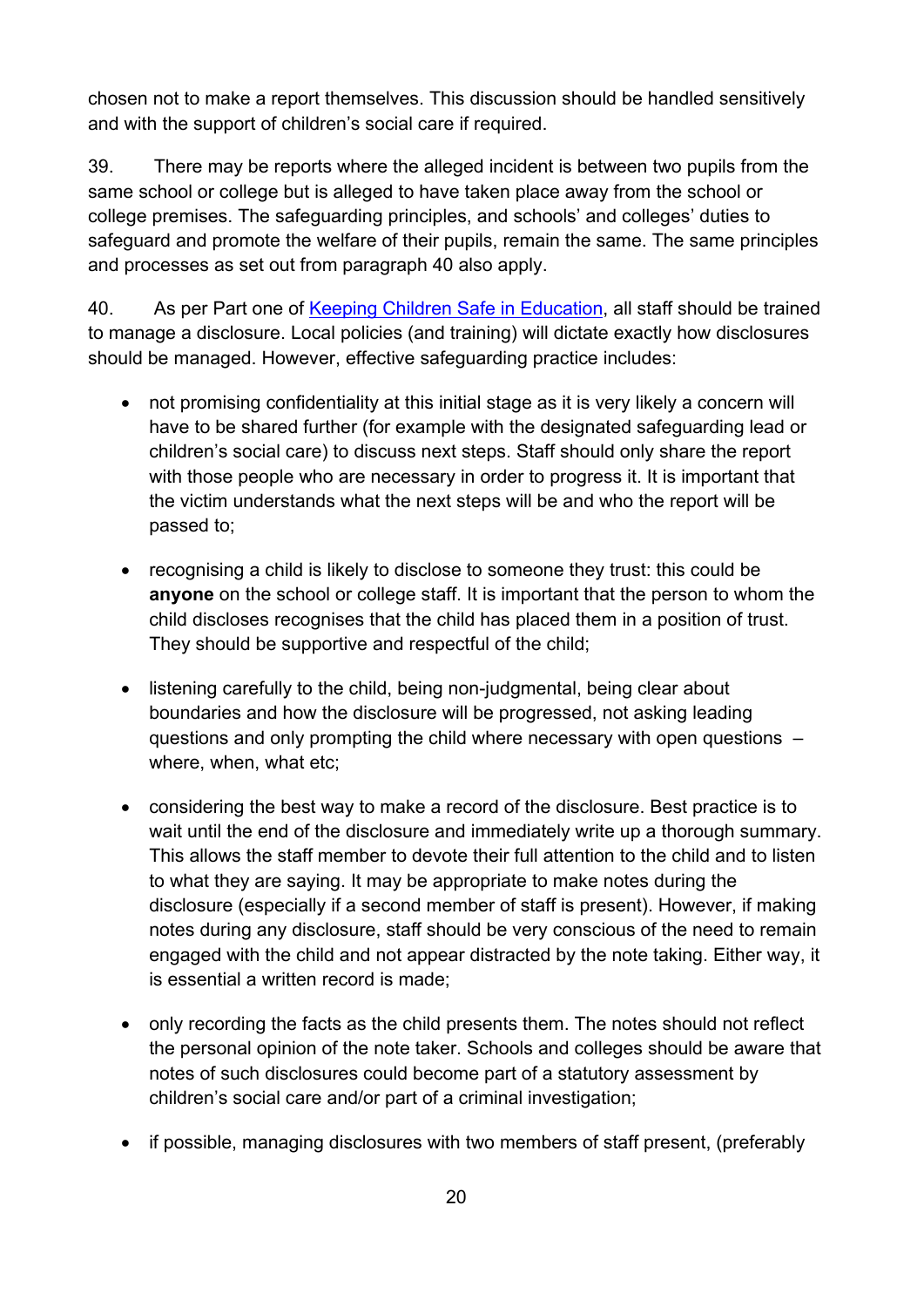chosen not to make a report themselves. This discussion should be handled sensitively and with the support of children's social care if required.

39. There may be reports where the alleged incident is between two pupils from the same school or college but is alleged to have taken place away from the school or college premises. The safeguarding principles, and schools' and colleges' duties to safeguard and promote the welfare of their pupils, remain the same. The same principles and processes as set out from paragraph 40 also apply.

40. As per Part one of [Keeping Children Safe in Education](), all staff should be trained to manage a disclosure. Local policies (and training) will dictate exactly how disclosures should be managed. However, effective safeguarding practice includes:

- not promising confidentiality at this initial stage as it is very likely a concern will have to be shared further (for example with the designated safeguarding lead or children's social care) to discuss next steps. Staff should only share the report with those people who are necessary in order to progress it. It is important that the victim understands what the next steps will be and who the report will be passed to;
- recognising a child is likely to disclose to someone they trust: this could be **anyone** on the school or college staff. It is important that the person to whom the child discloses recognises that the child has placed them in a position of trust. They should be supportive and respectful of the child;
- listening carefully to the child, being non-judgmental, being clear about boundaries and how the disclosure will be progressed, not asking leading questions and only prompting the child where necessary with open questions – where, when, what etc;
- considering the best way to make a record of the disclosure. Best practice is to wait until the end of the disclosure and immediately write up a thorough summary. This allows the staff member to devote their full attention to the child and to listen to what they are saying. It may be appropriate to make notes during the disclosure (especially if a second member of staff is present). However, if making notes during any disclosure, staff should be very conscious of the need to remain engaged with the child and not appear distracted by the note taking. Either way, it is essential a written record is made;
- only recording the facts as the child presents them. The notes should not reflect the personal opinion of the note taker. Schools and colleges should be aware that notes of such disclosures could become part of a statutory assessment by children's social care and/or part of a criminal investigation;
- if possible, managing disclosures with two members of staff present, (preferably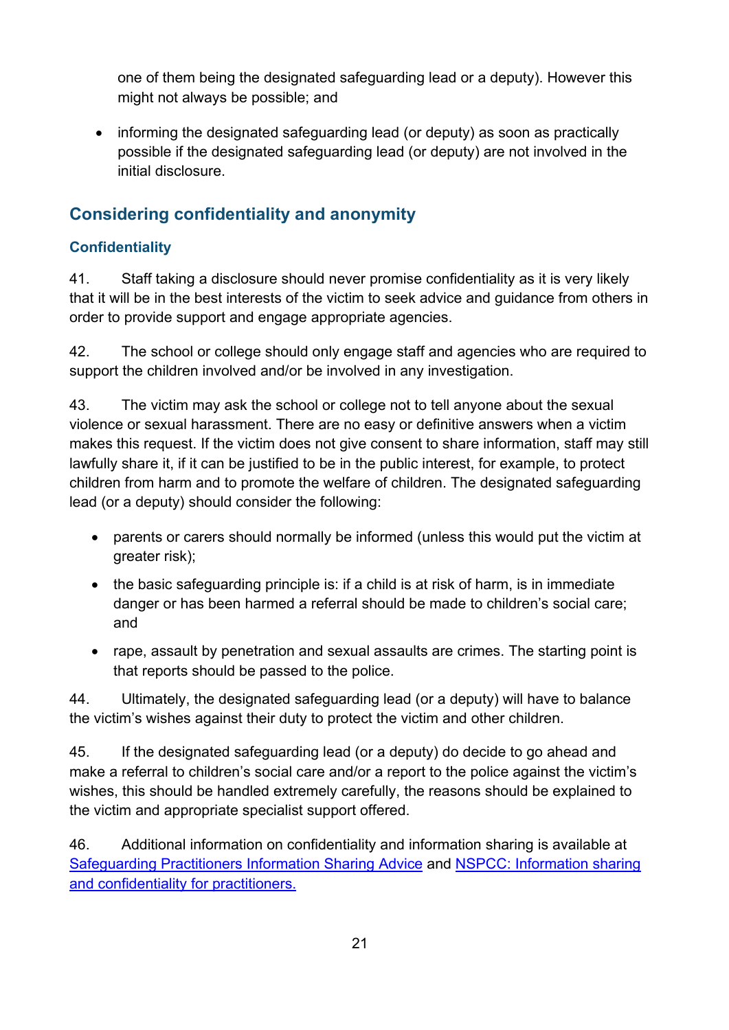one of them being the designated safeguarding lead or a deputy). However this might not always be possible; and

- informing the designated safeguarding lead (or deputy) as soon as practically possible if the designated safeguarding lead (or deputy) are not involved in the initial disclosure.

## Considering confidentiality and anonymity

### Confidentiality

41. Staff taking a disclosure should never promise confidentiality as it is very likely that it will be in the best interests of the victim to seek advice and guidance from others in order to provide support and engage appropriate agencies.

42. The school or college should only engage staff and agencies who are required to support the children involved and/or be involved in any investigation.

43. The victim may ask the school or college not to tell anyone about the sexual violence or sexual harassment. There are no easy or definitive answers when a victim makes this request. If the victim does not give consent to share information, staff may still lawfully share it, if it can be justified to be in the public interest, for example, to protect children from harm and to promote the welfare of children. The designated safeguarding lead (or a deputy) should consider the following:

- parents or carers should normally be informed (unless this would put the victim at greater risk);
- the basic safeguarding principle is: if a child is at risk of harm, is in immediate danger or has been harmed a referral should be made to children's social care; and
- rape, assault by penetration and sexual assaults are crimes. The starting point is that reports should be passed to the police.

44. Ultimately, the designated safeguarding lead (or a deputy) will have to balance the victim's wishes against their duty to protect the victim and other children.

45. If the designated safeguarding lead (or a deputy) do decide to go ahead and make a referral to children's social care and/or a report to the police against the victim's wishes, this should be handled extremely carefully, the reasons should be explained to the victim and appropriate specialist support offered.

46. Additional information on confidentiality and information sharing is available at Safeguarding Practitioners Information Sharing Advice and NSPCC: Information sharing and confidentiality for practitioners.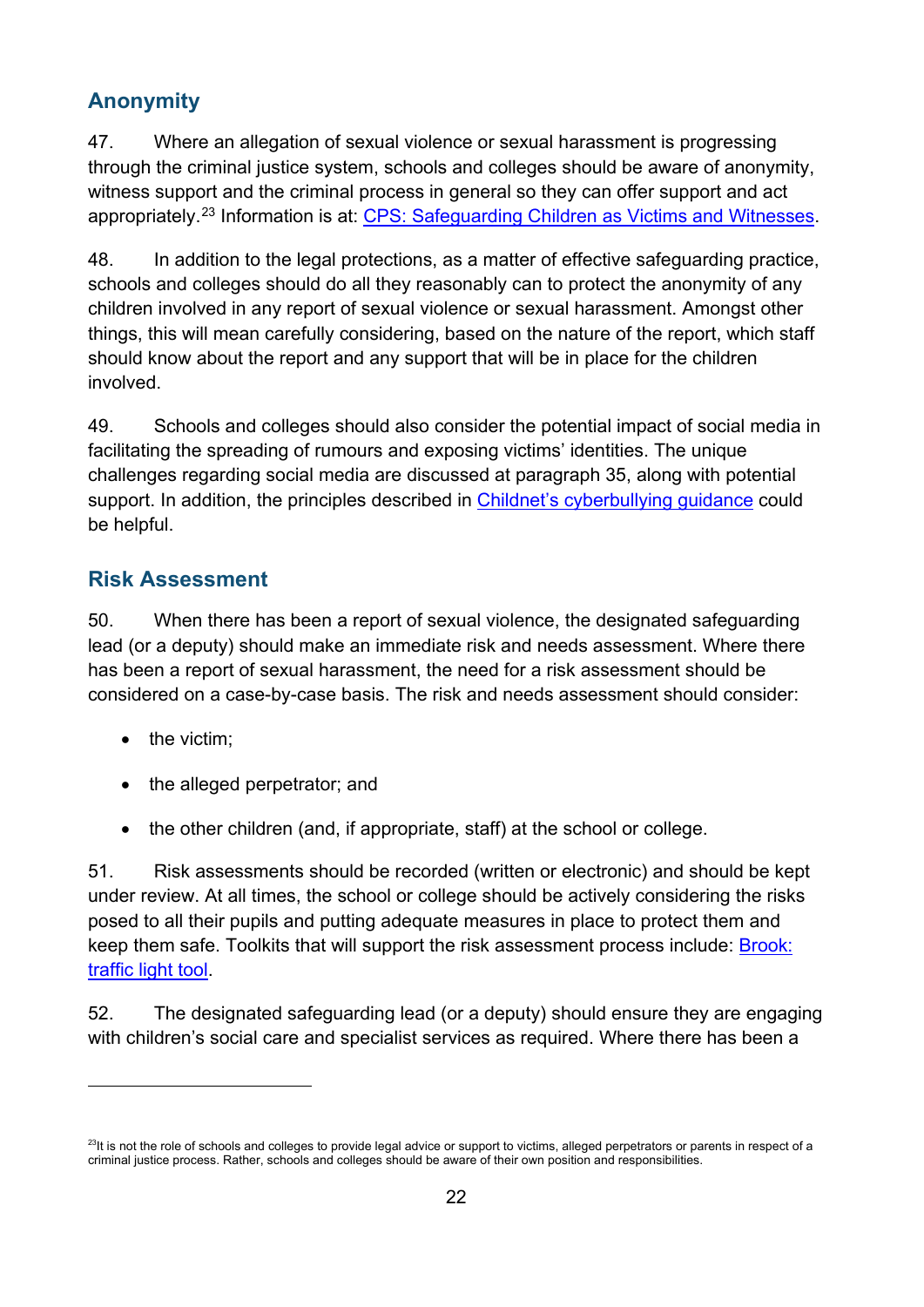## Anonymity

47. Where an allegation of sexual violence or sexual harassment is progressing through the criminal justice system, schools and colleges should be aware of anonymity, witness support and the criminal process in general so they can offer support and act appropriately.[23] Information is at: [CPS: Safeguarding Children as Victims and Witnesses](#).

48. In addition to the legal protections, as a matter of effective safeguarding practice, schools and colleges should do all they reasonably can to protect the anonymity of any children involved in any report of sexual violence or sexual harassment. Amongst other things, this will mean carefully considering, based on the nature of the report, which staff should know about the report and any support that will be in place for the children involved.

49. Schools and colleges should also consider the potential impact of social media in facilitating the spreading of rumours and exposing victims' identities. The unique challenges regarding social media are discussed at paragraph 35, along with potential support. In addition, the principles described in [Childnet's cyberbullying guidance](#) could be helpful.

## Risk Assessment

50. When there has been a report of sexual violence, the designated safeguarding lead (or a deputy) should make an immediate risk and needs assessment. Where there has been a report of sexual harassment, the need for a risk assessment should be considered on a case-by-case basis. The risk and needs assessment should consider:

- the victim;
- the alleged perpetrator; and
- the other children (and, if appropriate, staff) at the school or college.

51. Risk assessments should be recorded (written or electronic) and should be kept under review. At all times, the school or college should be actively considering the risks posed to all their pupils and putting adequate measures in place to protect them and keep them safe. Toolkits that will support the risk assessment process include: [Brook: traffic light tool](#).

52. The designated safeguarding lead (or a deputy) should ensure they are engaging with children's social care and specialist services as required. Where there has been a

[23] It is not the role of schools and colleges to provide legal advice or support to victims, alleged perpetrators or parents in respect of a criminal justice process. Rather, schools and colleges should be aware of their own position and responsibilities.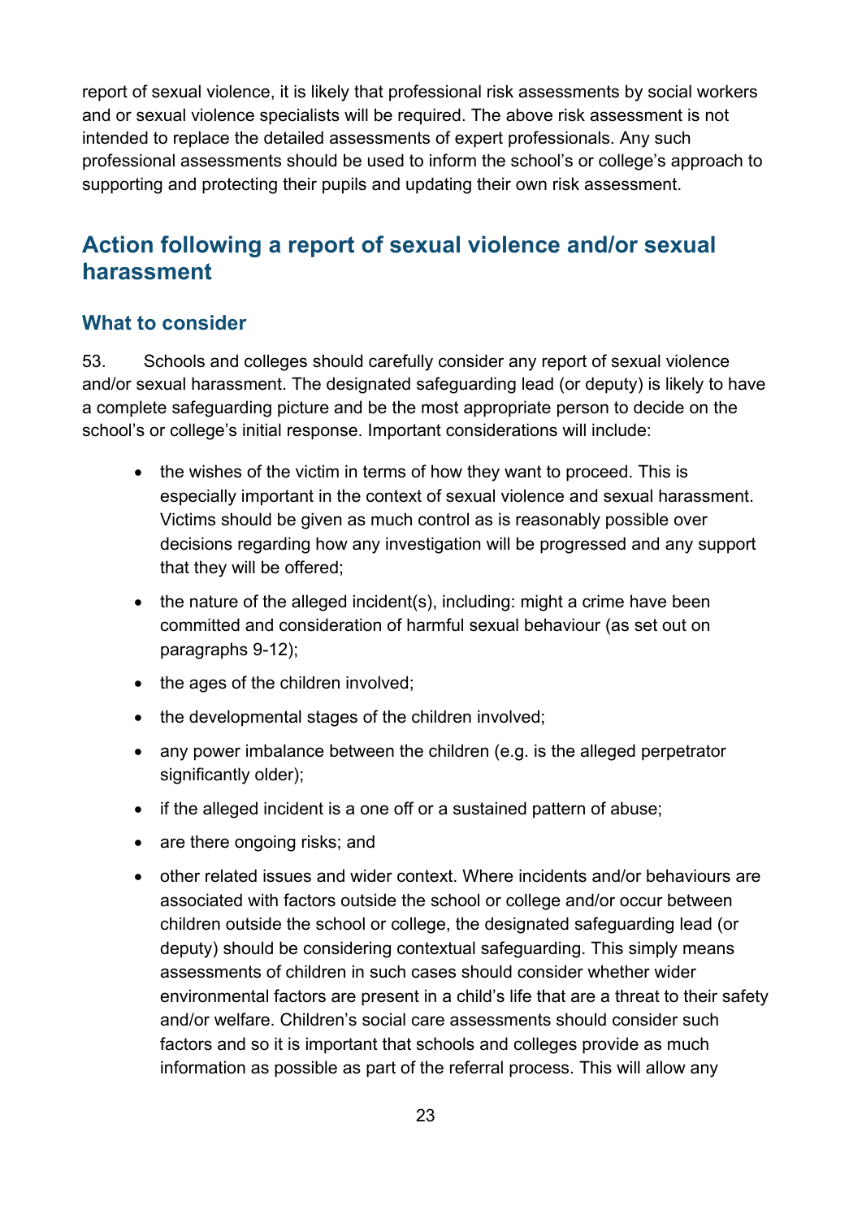report of sexual violence, it is likely that professional risk assessments by social workers and or sexual violence specialists will be required. The above risk assessment is not intended to replace the detailed assessments of expert professionals. Any such professional assessments should be used to inform the school's or college's approach to supporting and protecting their pupils and updating their own risk assessment.

## Action following a report of sexual violence and/or sexual harassment

### What to consider

53. Schools and colleges should carefully consider any report of sexual violence and/or sexual harassment. The designated safeguarding lead (or deputy) is likely to have a complete safeguarding picture and be the most appropriate person to decide on the school's or college's initial response. Important considerations will include:

- the wishes of the victim in terms of how they want to proceed. This is especially important in the context of sexual violence and sexual harassment. Victims should be given as much control as is reasonably possible over decisions regarding how any investigation will be progressed and any support that they will be offered;
- the nature of the alleged incident(s), including: might a crime have been committed and consideration of harmful sexual behaviour (as set out on paragraphs 9-12);
- the ages of the children involved;
- the developmental stages of the children involved;
- any power imbalance between the children (e.g. is the alleged perpetrator significantly older);
- if the alleged incident is a one off or a sustained pattern of abuse;
- are there ongoing risks; and
- other related issues and wider context. Where incidents and/or behaviours are associated with factors outside the school or college and/or occur between children outside the school or college, the designated safeguarding lead (or deputy) should be considering contextual safeguarding. This simply means assessments of children in such cases should consider whether wider environmental factors are present in a child's life that are a threat to their safety and/or welfare. Children's social care assessments should consider such factors and so it is important that schools and colleges provide as much information as possible as part of the referral process. This will allow any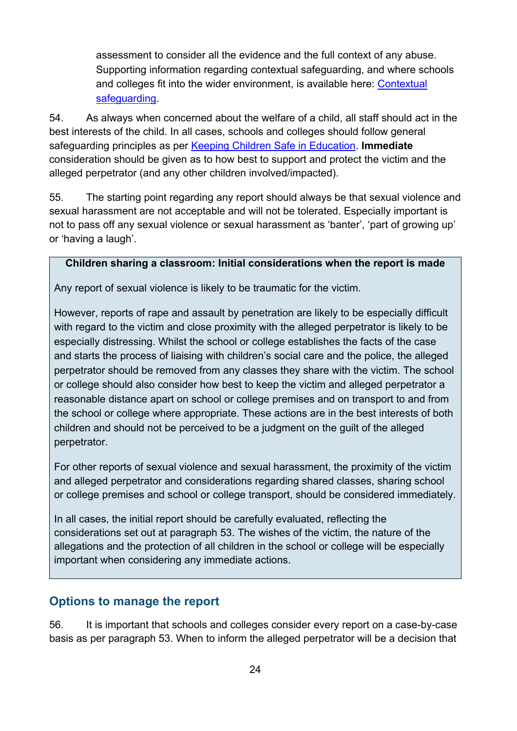assessment to consider all the evidence and the full context of any abuse. Supporting information regarding contextual safeguarding, and where schools and colleges fit into the wider environment, is available here: [Contextual safeguarding](#).

54. As always when concerned about the welfare of a child, all staff should act in the best interests of the child. In all cases, schools and colleges should follow general safeguarding principles as per [Keeping Children Safe in Education](#). **Immediate** consideration should be given as to how best to support and protect the victim and the alleged perpetrator (and any other children involved/impacted).

55. The starting point regarding any report should always be that sexual violence and sexual harassment are not acceptable and will not be tolerated. Especially important is not to pass off any sexual violence or sexual harassment as 'banter', 'part of growing up' or 'having a laugh'.

> **Children sharing a classroom: Initial considerations when the report is made**
>
> Any report of sexual violence is likely to be traumatic for the victim.
>
> However, reports of rape and assault by penetration are likely to be especially difficult with regard to the victim and close proximity with the alleged perpetrator is likely to be especially distressing. Whilst the school or college establishes the facts of the case and starts the process of liaising with children's social care and the police, the alleged perpetrator should be removed from any classes they share with the victim. The school or college should also consider how best to keep the victim and alleged perpetrator a reasonable distance apart on school or college premises and on transport to and from the school or college where appropriate. These actions are in the best interests of both children and should not be perceived to be a judgment on the guilt of the alleged perpetrator.
>
> For other reports of sexual violence and sexual harassment, the proximity of the victim and alleged perpetrator and considerations regarding shared classes, sharing school or college premises and school or college transport, should be considered immediately.
>
> In all cases, the initial report should be carefully evaluated, reflecting the considerations set out at paragraph 53. The wishes of the victim, the nature of the allegations and the protection of all children in the school or college will be especially important when considering any immediate actions.

## Options to manage the report

56. It is important that schools and colleges consider every report on a case-by-case basis as per paragraph 53. When to inform the alleged perpetrator will be a decision that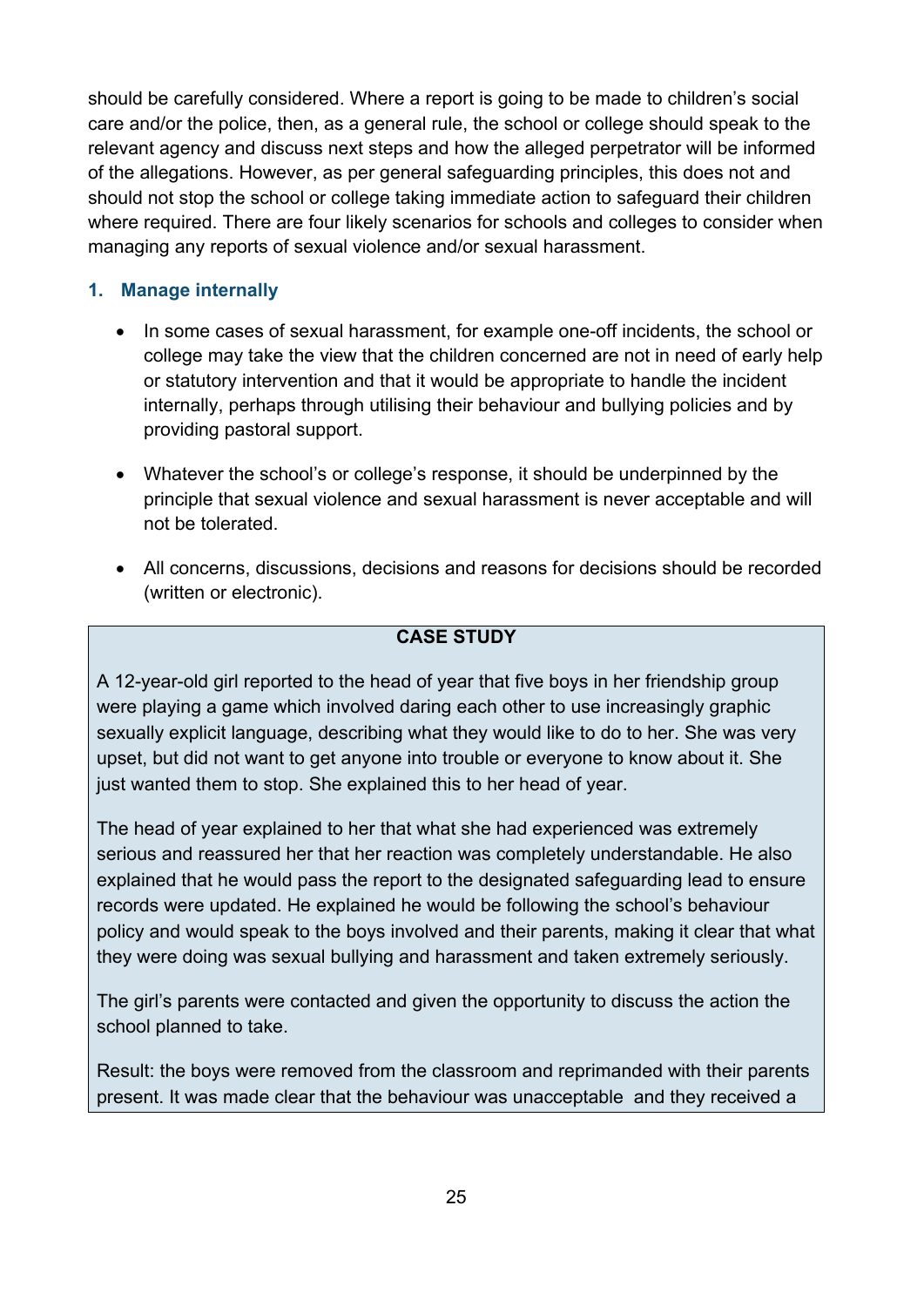should be carefully considered. Where a report is going to be made to children's social care and/or the police, then, as a general rule, the school or college should speak to the relevant agency and discuss next steps and how the alleged perpetrator will be informed of the allegations. However, as per general safeguarding principles, this does not and should not stop the school or college taking immediate action to safeguard their children where required. There are four likely scenarios for schools and colleges to consider when managing any reports of sexual violence and/or sexual harassment.

### 1. Manage internally

- In some cases of sexual harassment, for example one-off incidents, the school or college may take the view that the children concerned are not in need of early help or statutory intervention and that it would be appropriate to handle the incident internally, perhaps through utilising their behaviour and bullying policies and by providing pastoral support.

- Whatever the school's or college's response, it should be underpinned by the principle that sexual violence and sexual harassment is never acceptable and will not be tolerated.

- All concerns, discussions, decisions and reasons for decisions should be recorded (written or electronic).

> **CASE STUDY**
>
> A 12-year-old girl reported to the head of year that five boys in her friendship group were playing a game which involved daring each other to use increasingly graphic sexually explicit language, describing what they would like to do to her. She was very upset, but did not want to get anyone into trouble or everyone to know about it. She just wanted them to stop. She explained this to her head of year.
>
> The head of year explained to her that what she had experienced was extremely serious and reassured her that her reaction was completely understandable. He also explained that he would pass the report to the designated safeguarding lead to ensure records were updated. He explained he would be following the school's behaviour policy and would speak to the boys involved and their parents, making it clear that what they were doing was sexual bullying and harassment and taken extremely seriously.
>
> The girl's parents were contacted and given the opportunity to discuss the action the school planned to take.
>
> Result: the boys were removed from the classroom and reprimanded with their parents present. It was made clear that the behaviour was unacceptable and they received a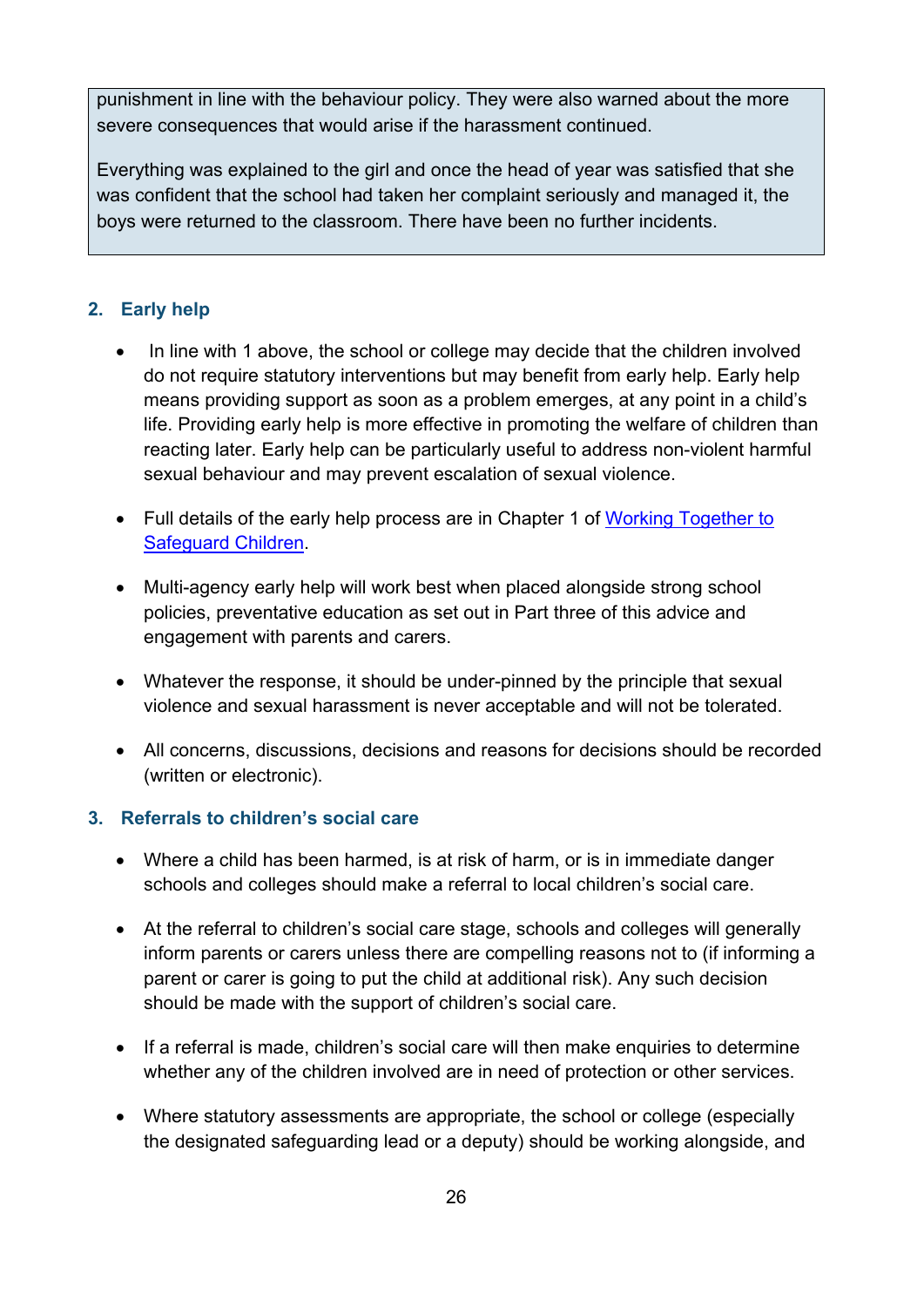punishment in line with the behaviour policy. They were also warned about the more severe consequences that would arise if the harassment continued.

Everything was explained to the girl and once the head of year was satisfied that she was confident that the school had taken her complaint seriously and managed it, the boys were returned to the classroom. There have been no further incidents.

## 2. Early help

- In line with 1 above, the school or college may decide that the children involved do not require statutory interventions but may benefit from early help. Early help means providing support as soon as a problem emerges, at any point in a child's life. Providing early help is more effective in promoting the welfare of children than reacting later. Early help can be particularly useful to address non-violent harmful sexual behaviour and may prevent escalation of sexual violence.

- Full details of the early help process are in Chapter 1 of [Working Together to Safeguard Children](#).

- Multi-agency early help will work best when placed alongside strong school policies, preventative education as set out in Part three of this advice and engagement with parents and carers.

- Whatever the response, it should be under-pinned by the principle that sexual violence and sexual harassment is never acceptable and will not be tolerated.

- All concerns, discussions, decisions and reasons for decisions should be recorded (written or electronic).

## 3. Referrals to children's social care

- Where a child has been harmed, is at risk of harm, or is in immediate danger schools and colleges should make a referral to local children's social care.

- At the referral to children's social care stage, schools and colleges will generally inform parents or carers unless there are compelling reasons not to (if informing a parent or carer is going to put the child at additional risk). Any such decision should be made with the support of children's social care.

- If a referral is made, children's social care will then make enquiries to determine whether any of the children involved are in need of protection or other services.

- Where statutory assessments are appropriate, the school or college (especially the designated safeguarding lead or a deputy) should be working alongside, and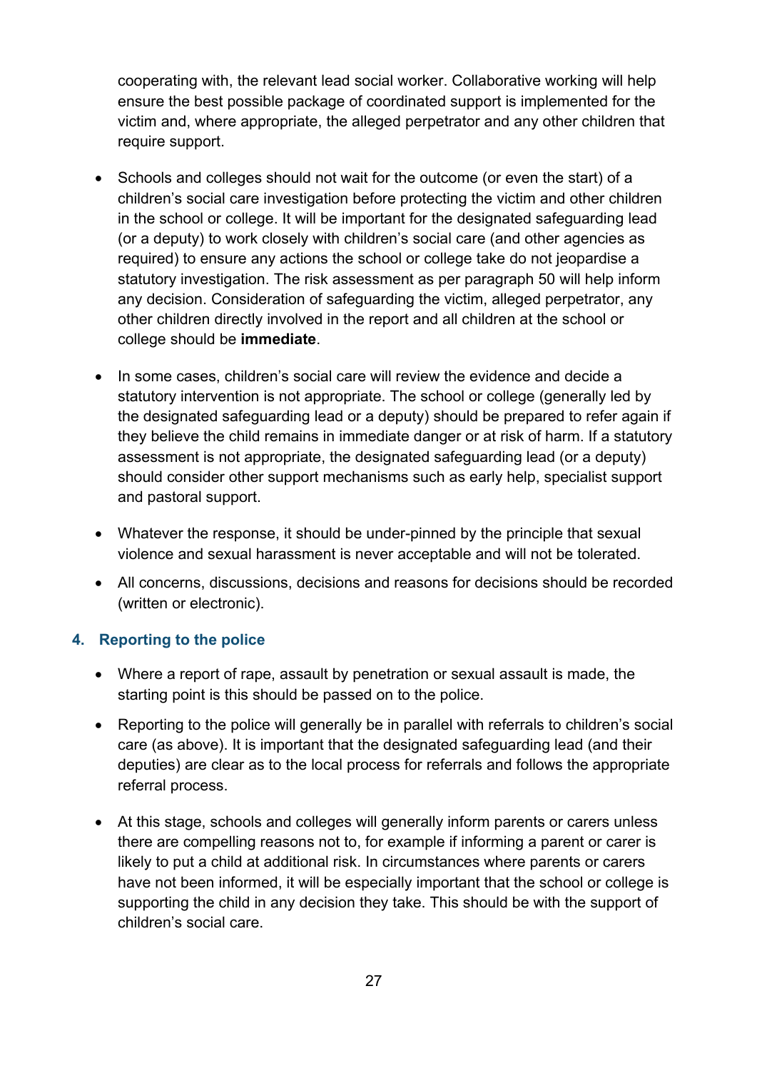cooperating with, the relevant lead social worker. Collaborative working will help ensure the best possible package of coordinated support is implemented for the victim and, where appropriate, the alleged perpetrator and any other children that require support.

- Schools and colleges should not wait for the outcome (or even the start) of a children's social care investigation before protecting the victim and other children in the school or college. It will be important for the designated safeguarding lead (or a deputy) to work closely with children's social care (and other agencies as required) to ensure any actions the school or college take do not jeopardise a statutory investigation. The risk assessment as per paragraph 50 will help inform any decision. Consideration of safeguarding the victim, alleged perpetrator, any other children directly involved in the report and all children at the school or college should be **immediate**.
- In some cases, children's social care will review the evidence and decide a statutory intervention is not appropriate. The school or college (generally led by the designated safeguarding lead or a deputy) should be prepared to refer again if they believe the child remains in immediate danger or at risk of harm. If a statutory assessment is not appropriate, the designated safeguarding lead (or a deputy) should consider other support mechanisms such as early help, specialist support and pastoral support.
- Whatever the response, it should be under-pinned by the principle that sexual violence and sexual harassment is never acceptable and will not be tolerated.
- All concerns, discussions, decisions and reasons for decisions should be recorded (written or electronic).

### 4. Reporting to the police

- Where a report of rape, assault by penetration or sexual assault is made, the starting point is this should be passed on to the police.
- Reporting to the police will generally be in parallel with referrals to children's social care (as above). It is important that the designated safeguarding lead (and their deputies) are clear as to the local process for referrals and follows the appropriate referral process.
- At this stage, schools and colleges will generally inform parents or carers unless there are compelling reasons not to, for example if informing a parent or carer is likely to put a child at additional risk. In circumstances where parents or carers have not been informed, it will be especially important that the school or college is supporting the child in any decision they take. This should be with the support of children's social care.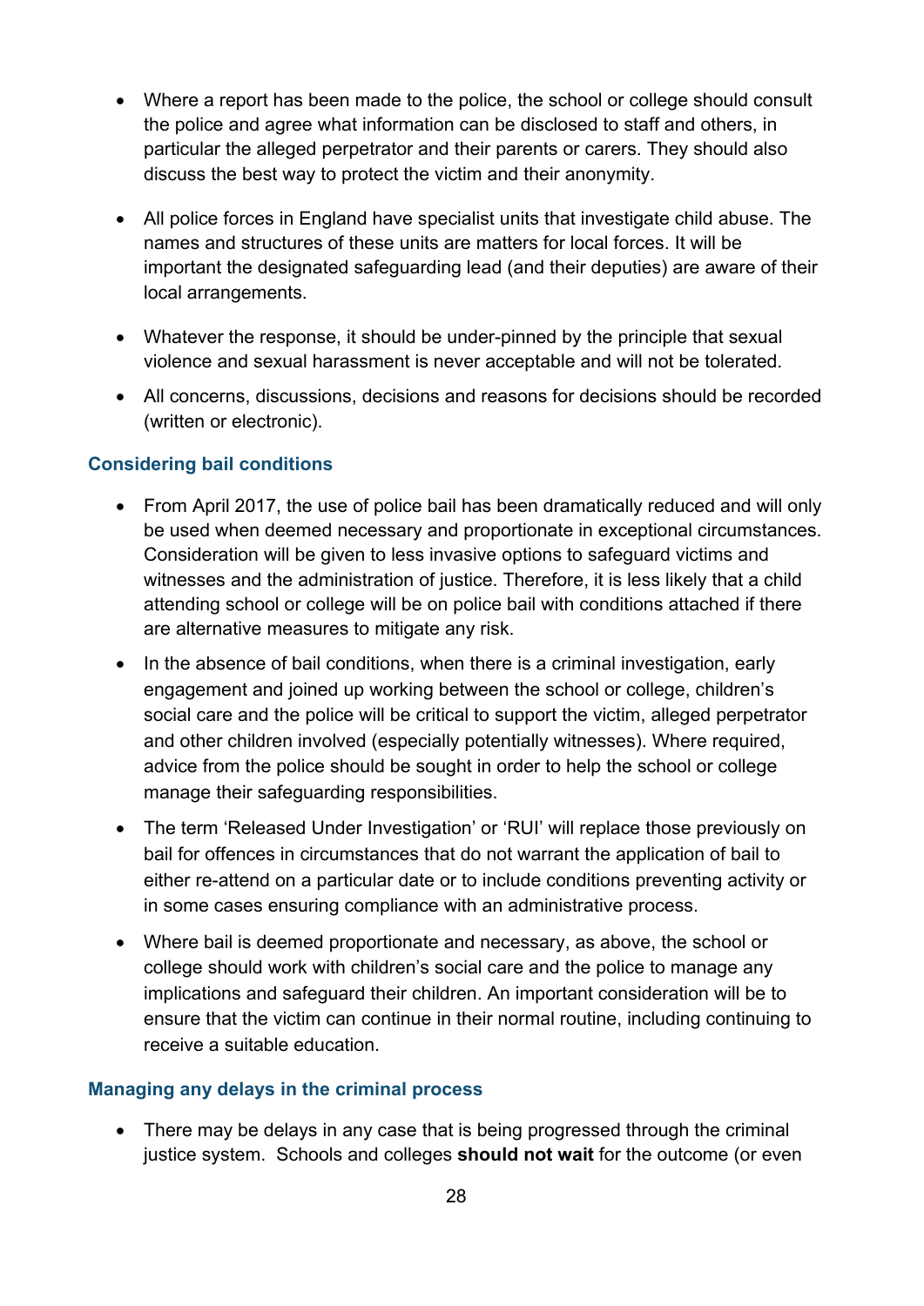- Where a report has been made to the police, the school or college should consult the police and agree what information can be disclosed to staff and others, in particular the alleged perpetrator and their parents or carers. They should also discuss the best way to protect the victim and their anonymity.
- All police forces in England have specialist units that investigate child abuse. The names and structures of these units are matters for local forces. It will be important the designated safeguarding lead (and their deputies) are aware of their local arrangements.
- Whatever the response, it should be under-pinned by the principle that sexual violence and sexual harassment is never acceptable and will not be tolerated.
- All concerns, discussions, decisions and reasons for decisions should be recorded (written or electronic).

### Considering bail conditions

- From April 2017, the use of police bail has been dramatically reduced and will only be used when deemed necessary and proportionate in exceptional circumstances. Consideration will be given to less invasive options to safeguard victims and witnesses and the administration of justice. Therefore, it is less likely that a child attending school or college will be on police bail with conditions attached if there are alternative measures to mitigate any risk.
- In the absence of bail conditions, when there is a criminal investigation, early engagement and joined up working between the school or college, children's social care and the police will be critical to support the victim, alleged perpetrator and other children involved (especially potentially witnesses). Where required, advice from the police should be sought in order to help the school or college manage their safeguarding responsibilities.
- The term 'Released Under Investigation' or 'RUI' will replace those previously on bail for offences in circumstances that do not warrant the application of bail to either re-attend on a particular date or to include conditions preventing activity or in some cases ensuring compliance with an administrative process.
- Where bail is deemed proportionate and necessary, as above, the school or college should work with children's social care and the police to manage any implications and safeguard their children. An important consideration will be to ensure that the victim can continue in their normal routine, including continuing to receive a suitable education.

### Managing any delays in the criminal process

- There may be delays in any case that is being progressed through the criminal justice system. Schools and colleges **should not wait** for the outcome (or even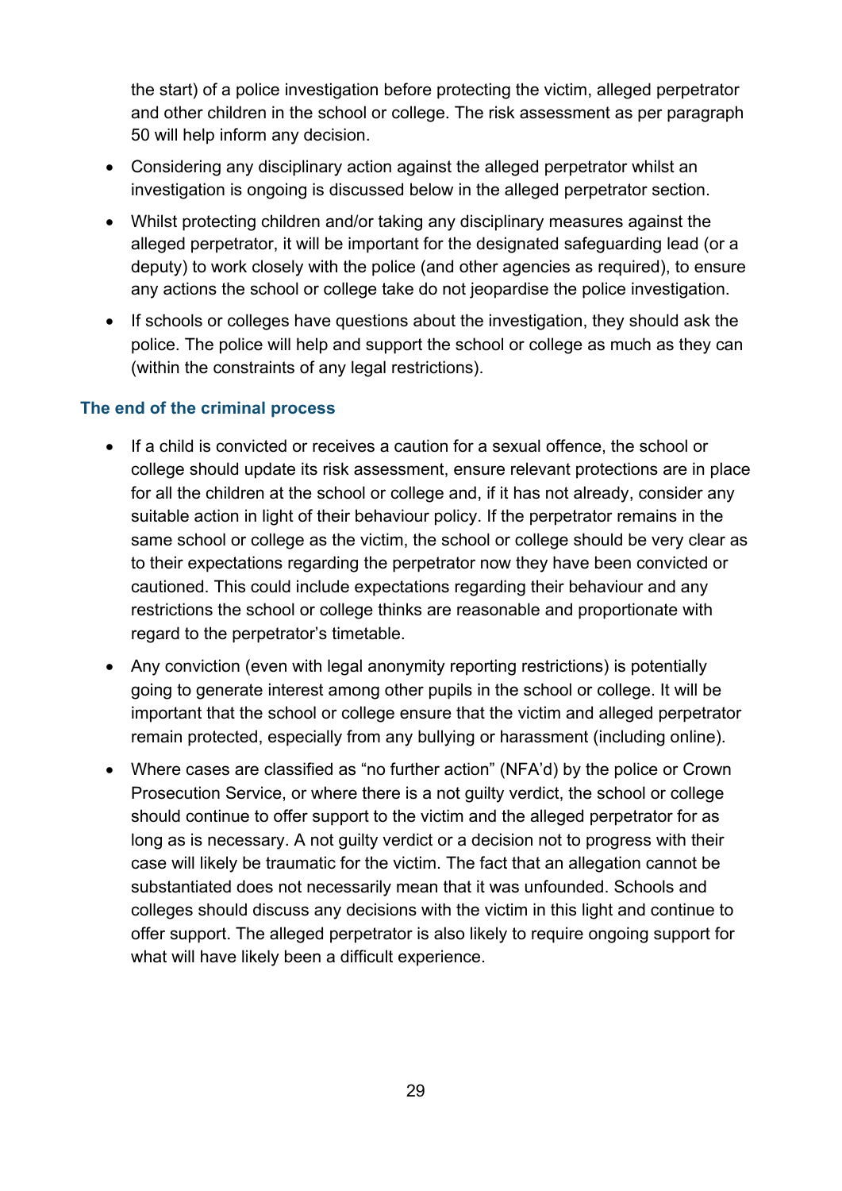the start) of a police investigation before protecting the victim, alleged perpetrator and other children in the school or college. The risk assessment as per paragraph 50 will help inform any decision.

- Considering any disciplinary action against the alleged perpetrator whilst an investigation is ongoing is discussed below in the alleged perpetrator section.
- Whilst protecting children and/or taking any disciplinary measures against the alleged perpetrator, it will be important for the designated safeguarding lead (or a deputy) to work closely with the police (and other agencies as required), to ensure any actions the school or college take do not jeopardise the police investigation.
- If schools or colleges have questions about the investigation, they should ask the police. The police will help and support the school or college as much as they can (within the constraints of any legal restrictions).

### The end of the criminal process

- If a child is convicted or receives a caution for a sexual offence, the school or college should update its risk assessment, ensure relevant protections are in place for all the children at the school or college and, if it has not already, consider any suitable action in light of their behaviour policy. If the perpetrator remains in the same school or college as the victim, the school or college should be very clear as to their expectations regarding the perpetrator now they have been convicted or cautioned. This could include expectations regarding their behaviour and any restrictions the school or college thinks are reasonable and proportionate with regard to the perpetrator's timetable.
- Any conviction (even with legal anonymity reporting restrictions) is potentially going to generate interest among other pupils in the school or college. It will be important that the school or college ensure that the victim and alleged perpetrator remain protected, especially from any bullying or harassment (including online).
- Where cases are classified as "no further action" (NFA'd) by the police or Crown Prosecution Service, or where there is a not guilty verdict, the school or college should continue to offer support to the victim and the alleged perpetrator for as long as is necessary. A not guilty verdict or a decision not to progress with their case will likely be traumatic for the victim. The fact that an allegation cannot be substantiated does not necessarily mean that it was unfounded. Schools and colleges should discuss any decisions with the victim in this light and continue to offer support. The alleged perpetrator is also likely to require ongoing support for what will have likely been a difficult experience.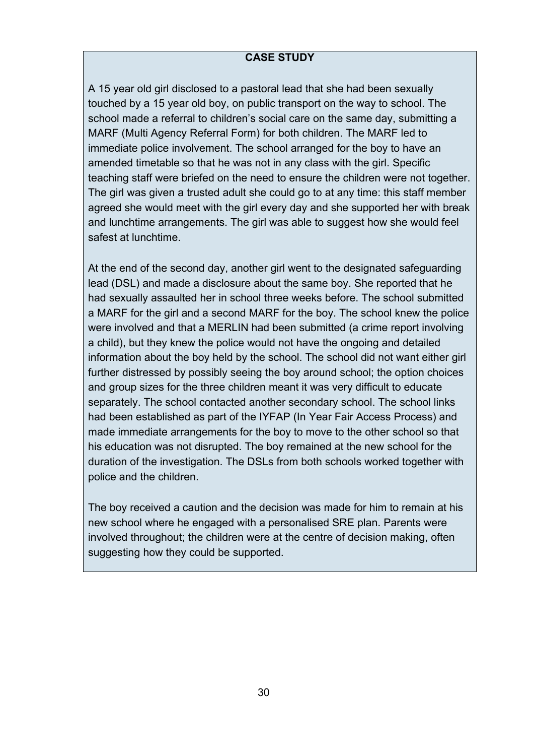**CASE STUDY**

A 15 year old girl disclosed to a pastoral lead that she had been sexually touched by a 15 year old boy, on public transport on the way to school. The school made a referral to children's social care on the same day, submitting a MARF (Multi Agency Referral Form) for both children. The MARF led to immediate police involvement. The school arranged for the boy to have an amended timetable so that he was not in any class with the girl. Specific teaching staff were briefed on the need to ensure the children were not together. The girl was given a trusted adult she could go to at any time: this staff member agreed she would meet with the girl every day and she supported her with break and lunchtime arrangements. The girl was able to suggest how she would feel safest at lunchtime.

At the end of the second day, another girl went to the designated safeguarding lead (DSL) and made a disclosure about the same boy. She reported that he had sexually assaulted her in school three weeks before. The school submitted a MARF for the girl and a second MARF for the boy. The school knew the police were involved and that a MERLIN had been submitted (a crime report involving a child), but they knew the police would not have the ongoing and detailed information about the boy held by the school. The school did not want either girl further distressed by possibly seeing the boy around school; the option choices and group sizes for the three children meant it was very difficult to educate separately. The school contacted another secondary school. The school links had been established as part of the IYFAP (In Year Fair Access Process) and made immediate arrangements for the boy to move to the other school so that his education was not disrupted. The boy remained at the new school for the duration of the investigation. The DSLs from both schools worked together with police and the children.

The boy received a caution and the decision was made for him to remain at his new school where he engaged with a personalised SRE plan. Parents were involved throughout; the children were at the centre of decision making, often suggesting how they could be supported.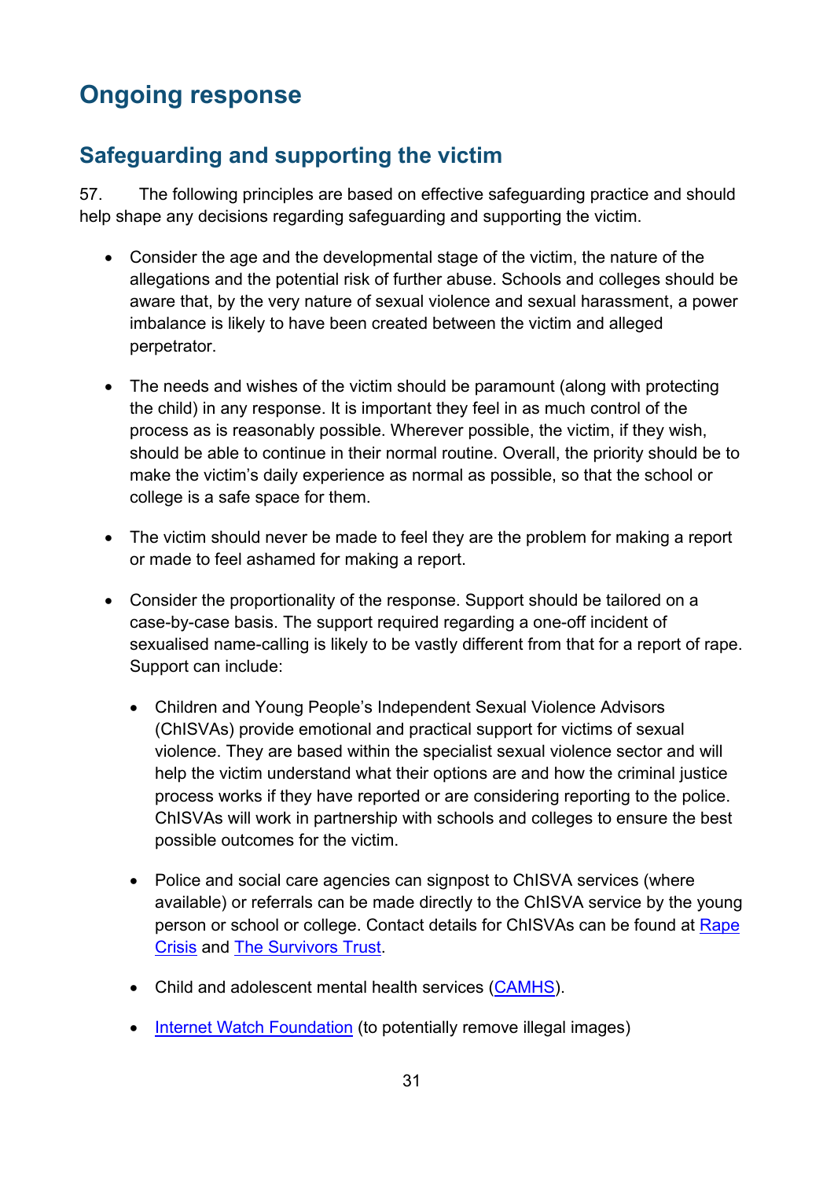# Ongoing response

## Safeguarding and supporting the victim

57. The following principles are based on effective safeguarding practice and should help shape any decisions regarding safeguarding and supporting the victim.

- Consider the age and the developmental stage of the victim, the nature of the allegations and the potential risk of further abuse. Schools and colleges should be aware that, by the very nature of sexual violence and sexual harassment, a power imbalance is likely to have been created between the victim and alleged perpetrator.

- The needs and wishes of the victim should be paramount (along with protecting the child) in any response. It is important they feel in as much control of the process as is reasonably possible. Wherever possible, the victim, if they wish, should be able to continue in their normal routine. Overall, the priority should be to make the victim's daily experience as normal as possible, so that the school or college is a safe space for them.

- The victim should never be made to feel they are the problem for making a report or made to feel ashamed for making a report.

- Consider the proportionality of the response. Support should be tailored on a case-by-case basis. The support required regarding a one-off incident of sexualised name-calling is likely to be vastly different from that for a report of rape. Support can include:

  - Children and Young People's Independent Sexual Violence Advisors (ChISVAs) provide emotional and practical support for victims of sexual violence. They are based within the specialist sexual violence sector and will help the victim understand what their options are and how the criminal justice process works if they have reported or are considering reporting to the police. ChISVAs will work in partnership with schools and colleges to ensure the best possible outcomes for the victim.

  - Police and social care agencies can signpost to ChISVA services (where available) or referrals can be made directly to the ChISVA service by the young person or school or college. Contact details for ChISVAs can be found at Rape Crisis and The Survivors Trust.

  - Child and adolescent mental health services (CAMHS).

  - Internet Watch Foundation (to potentially remove illegal images)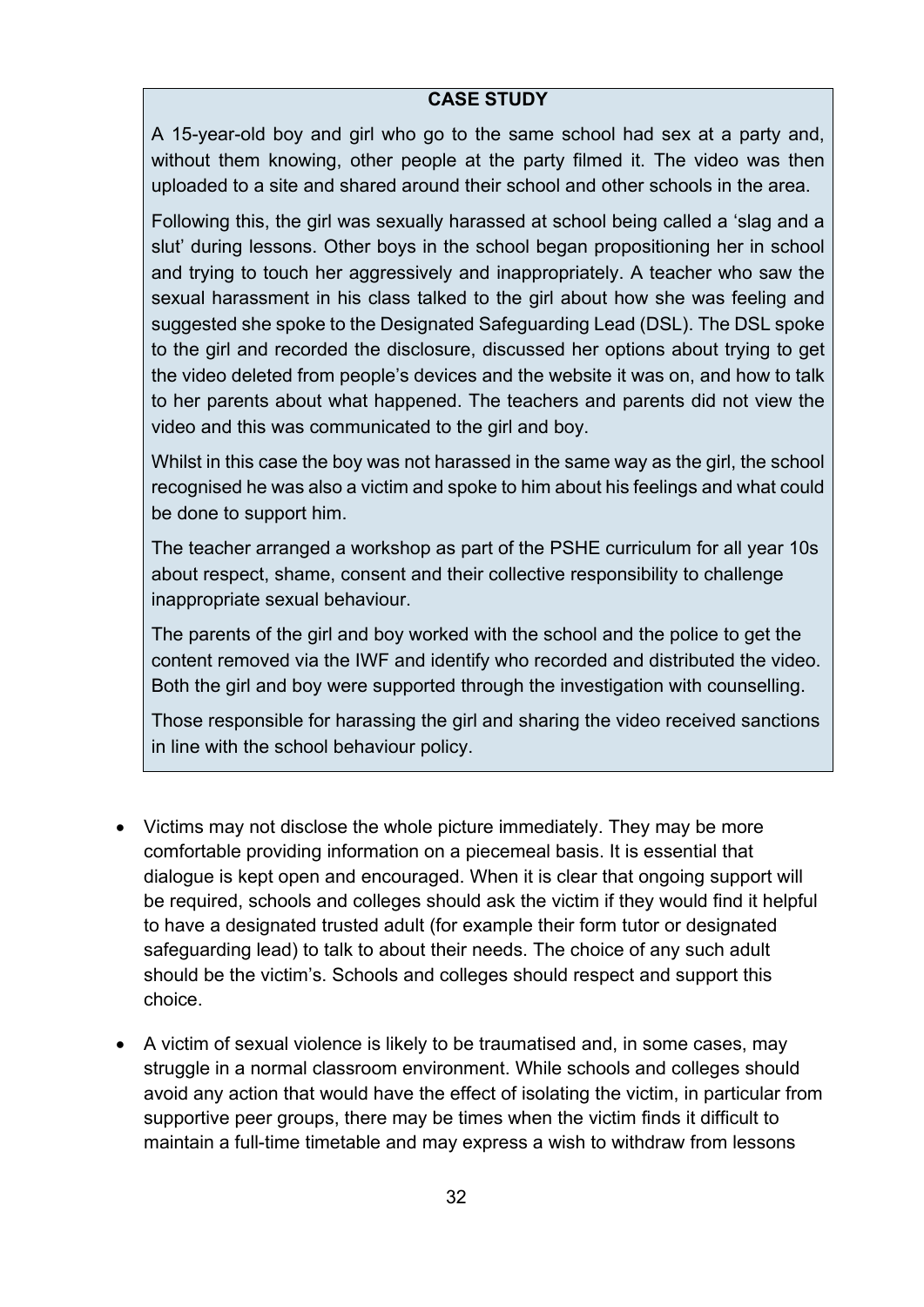**CASE STUDY**

A 15-year-old boy and girl who go to the same school had sex at a party and, without them knowing, other people at the party filmed it. The video was then uploaded to a site and shared around their school and other schools in the area.

Following this, the girl was sexually harassed at school being called a 'slag and a slut' during lessons. Other boys in the school began propositioning her in school and trying to touch her aggressively and inappropriately. A teacher who saw the sexual harassment in his class talked to the girl about how she was feeling and suggested she spoke to the Designated Safeguarding Lead (DSL). The DSL spoke to the girl and recorded the disclosure, discussed her options about trying to get the video deleted from people's devices and the website it was on, and how to talk to her parents about what happened. The teachers and parents did not view the video and this was communicated to the girl and boy.

Whilst in this case the boy was not harassed in the same way as the girl, the school recognised he was also a victim and spoke to him about his feelings and what could be done to support him.

The teacher arranged a workshop as part of the PSHE curriculum for all year 10s about respect, shame, consent and their collective responsibility to challenge inappropriate sexual behaviour.

The parents of the girl and boy worked with the school and the police to get the content removed via the IWF and identify who recorded and distributed the video. Both the girl and boy were supported through the investigation with counselling.

Those responsible for harassing the girl and sharing the video received sanctions in line with the school behaviour policy.

- Victims may not disclose the whole picture immediately. They may be more comfortable providing information on a piecemeal basis. It is essential that dialogue is kept open and encouraged. When it is clear that ongoing support will be required, schools and colleges should ask the victim if they would find it helpful to have a designated trusted adult (for example their form tutor or designated safeguarding lead) to talk to about their needs. The choice of any such adult should be the victim's. Schools and colleges should respect and support this choice.

- A victim of sexual violence is likely to be traumatised and, in some cases, may struggle in a normal classroom environment. While schools and colleges should avoid any action that would have the effect of isolating the victim, in particular from supportive peer groups, there may be times when the victim finds it difficult to maintain a full-time timetable and may express a wish to withdraw from lessons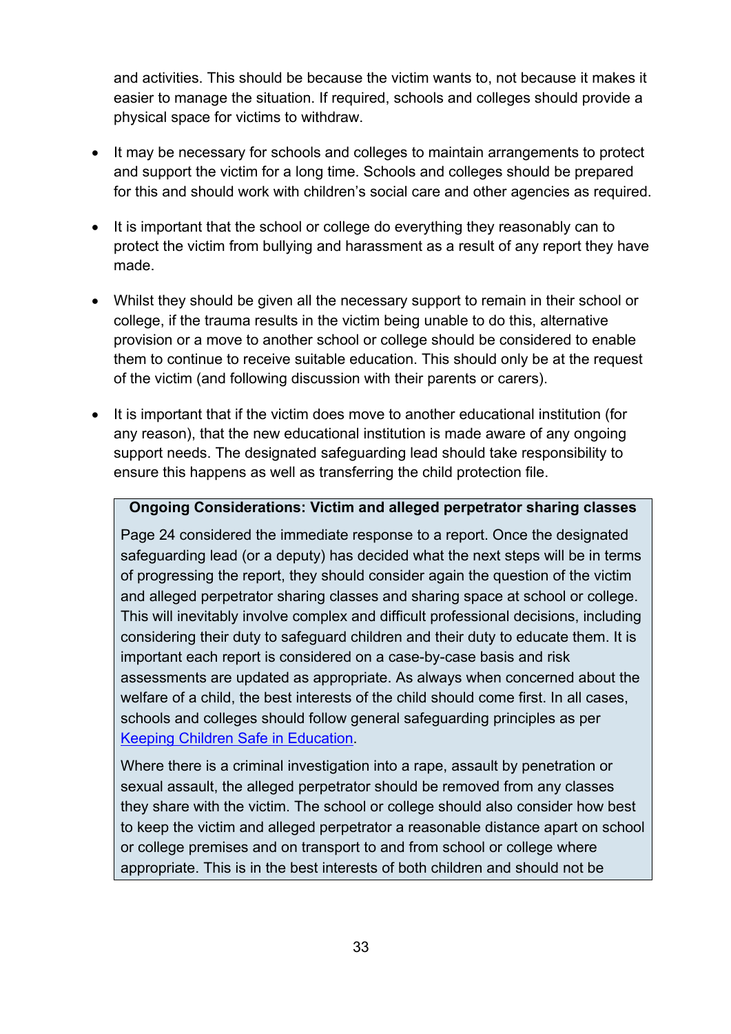and activities. This should be because the victim wants to, not because it makes it easier to manage the situation. If required, schools and colleges should provide a physical space for victims to withdraw.

- It may be necessary for schools and colleges to maintain arrangements to protect and support the victim for a long time. Schools and colleges should be prepared for this and should work with children's social care and other agencies as required.
- It is important that the school or college do everything they reasonably can to protect the victim from bullying and harassment as a result of any report they have made.
- Whilst they should be given all the necessary support to remain in their school or college, if the trauma results in the victim being unable to do this, alternative provision or a move to another school or college should be considered to enable them to continue to receive suitable education. This should only be at the request of the victim (and following discussion with their parents or carers).
- It is important that if the victim does move to another educational institution (for any reason), that the new educational institution is made aware of any ongoing support needs. The designated safeguarding lead should take responsibility to ensure this happens as well as transferring the child protection file.

**Ongoing Considerations: Victim and alleged perpetrator sharing classes**

Page 24 considered the immediate response to a report. Once the designated safeguarding lead (or a deputy) has decided what the next steps will be in terms of progressing the report, they should consider again the question of the victim and alleged perpetrator sharing classes and sharing space at school or college. This will inevitably involve complex and difficult professional decisions, including considering their duty to safeguard children and their duty to educate them. It is important each report is considered on a case-by-case basis and risk assessments are updated as appropriate. As always when concerned about the welfare of a child, the best interests of the child should come first. In all cases, schools and colleges should follow general safeguarding principles as per [Keeping Children Safe in Education](#).

Where there is a criminal investigation into a rape, assault by penetration or sexual assault, the alleged perpetrator should be removed from any classes they share with the victim. The school or college should also consider how best to keep the victim and alleged perpetrator a reasonable distance apart on school or college premises and on transport to and from school or college where appropriate. This is in the best interests of both children and should not be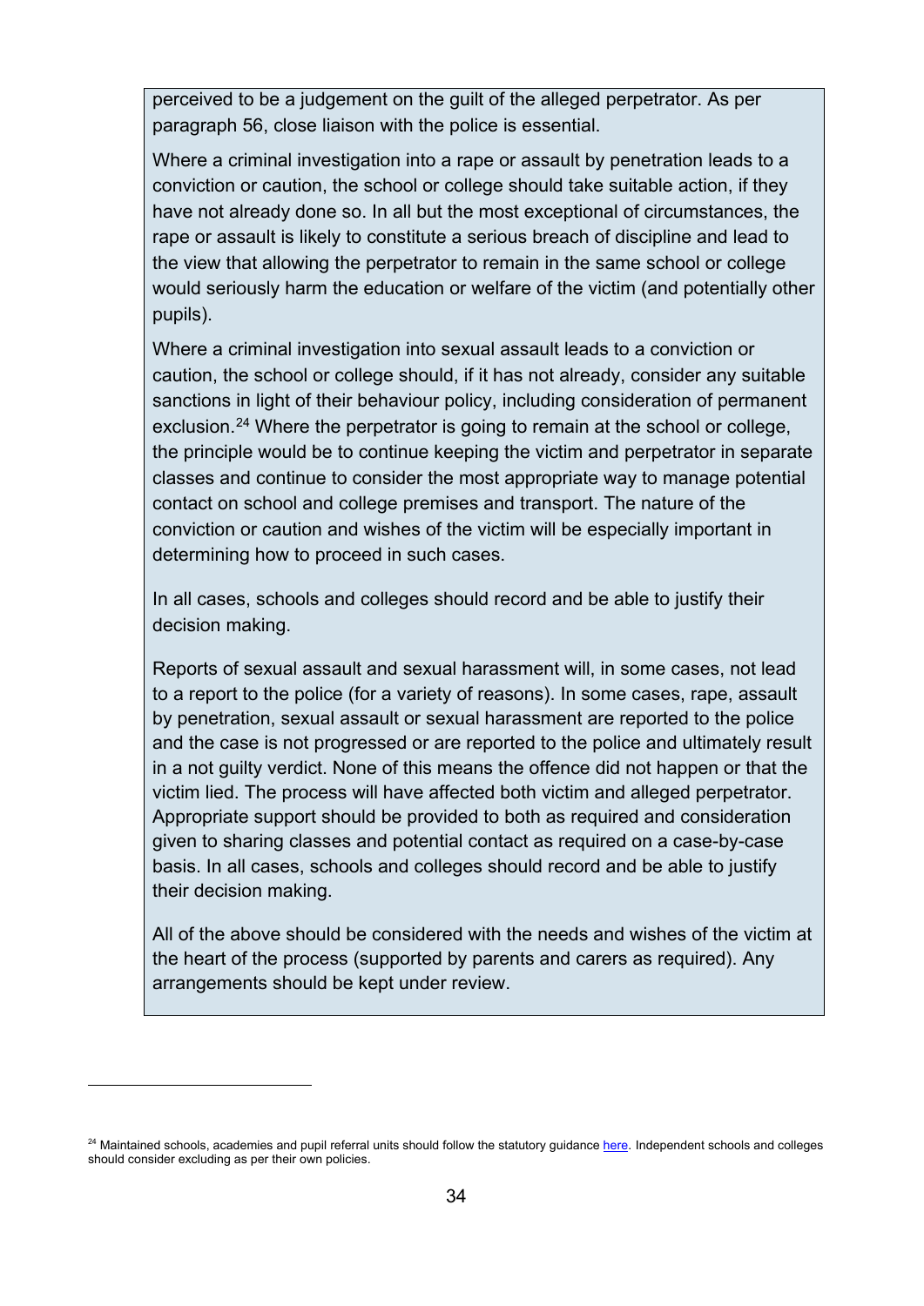perceived to be a judgement on the guilt of the alleged perpetrator. As per paragraph 56, close liaison with the police is essential.

Where a criminal investigation into a rape or assault by penetration leads to a conviction or caution, the school or college should take suitable action, if they have not already done so. In all but the most exceptional of circumstances, the rape or assault is likely to constitute a serious breach of discipline and lead to the view that allowing the perpetrator to remain in the same school or college would seriously harm the education or welfare of the victim (and potentially other pupils).

Where a criminal investigation into sexual assault leads to a conviction or caution, the school or college should, if it has not already, consider any suitable sanctions in light of their behaviour policy, including consideration of permanent exclusion.[24] Where the perpetrator is going to remain at the school or college, the principle would be to continue keeping the victim and perpetrator in separate classes and continue to consider the most appropriate way to manage potential contact on school and college premises and transport. The nature of the conviction or caution and wishes of the victim will be especially important in determining how to proceed in such cases.

In all cases, schools and colleges should record and be able to justify their decision making.

Reports of sexual assault and sexual harassment will, in some cases, not lead to a report to the police (for a variety of reasons). In some cases, rape, assault by penetration, sexual assault or sexual harassment are reported to the police and the case is not progressed or are reported to the police and ultimately result in a not guilty verdict. None of this means the offence did not happen or that the victim lied. The process will have affected both victim and alleged perpetrator. Appropriate support should be provided to both as required and consideration given to sharing classes and potential contact as required on a case-by-case basis. In all cases, schools and colleges should record and be able to justify their decision making.

All of the above should be considered with the needs and wishes of the victim at the heart of the process (supported by parents and carers as required). Any arrangements should be kept under review.

---

[24] Maintained schools, academies and pupil referral units should follow the statutory guidance here. Independent schools and colleges should consider excluding as per their own policies.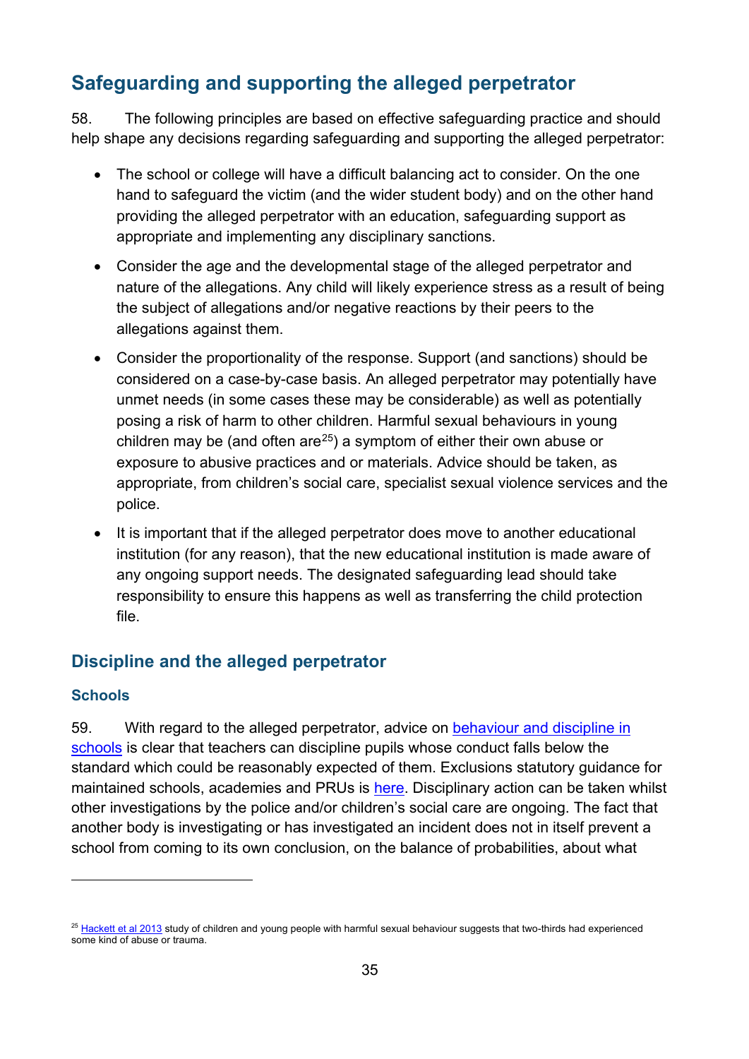## Safeguarding and supporting the alleged perpetrator

58. The following principles are based on effective safeguarding practice and should help shape any decisions regarding safeguarding and supporting the alleged perpetrator:

- The school or college will have a difficult balancing act to consider. On the one hand to safeguard the victim (and the wider student body) and on the other hand providing the alleged perpetrator with an education, safeguarding support as appropriate and implementing any disciplinary sanctions.
- Consider the age and the developmental stage of the alleged perpetrator and nature of the allegations. Any child will likely experience stress as a result of being the subject of allegations and/or negative reactions by their peers to the allegations against them.
- Consider the proportionality of the response. Support (and sanctions) should be considered on a case-by-case basis. An alleged perpetrator may potentially have unmet needs (in some cases these may be considerable) as well as potentially posing a risk of harm to other children. Harmful sexual behaviours in young children may be (and often are[25]) a symptom of either their own abuse or exposure to abusive practices and or materials. Advice should be taken, as appropriate, from children's social care, specialist sexual violence services and the police.
- It is important that if the alleged perpetrator does move to another educational institution (for any reason), that the new educational institution is made aware of any ongoing support needs. The designated safeguarding lead should take responsibility to ensure this happens as well as transferring the child protection file.

## Discipline and the alleged perpetrator

### Schools

59. With regard to the alleged perpetrator, advice on behaviour and discipline in schools is clear that teachers can discipline pupils whose conduct falls below the standard which could be reasonably expected of them. Exclusions statutory guidance for maintained schools, academies and PRUs is here. Disciplinary action can be taken whilst other investigations by the police and/or children's social care are ongoing. The fact that another body is investigating or has investigated an incident does not in itself prevent a school from coming to its own conclusion, on the balance of probabilities, about what

[25] Hackett et al 2013 study of children and young people with harmful sexual behaviour suggests that two-thirds had experienced some kind of abuse or trauma.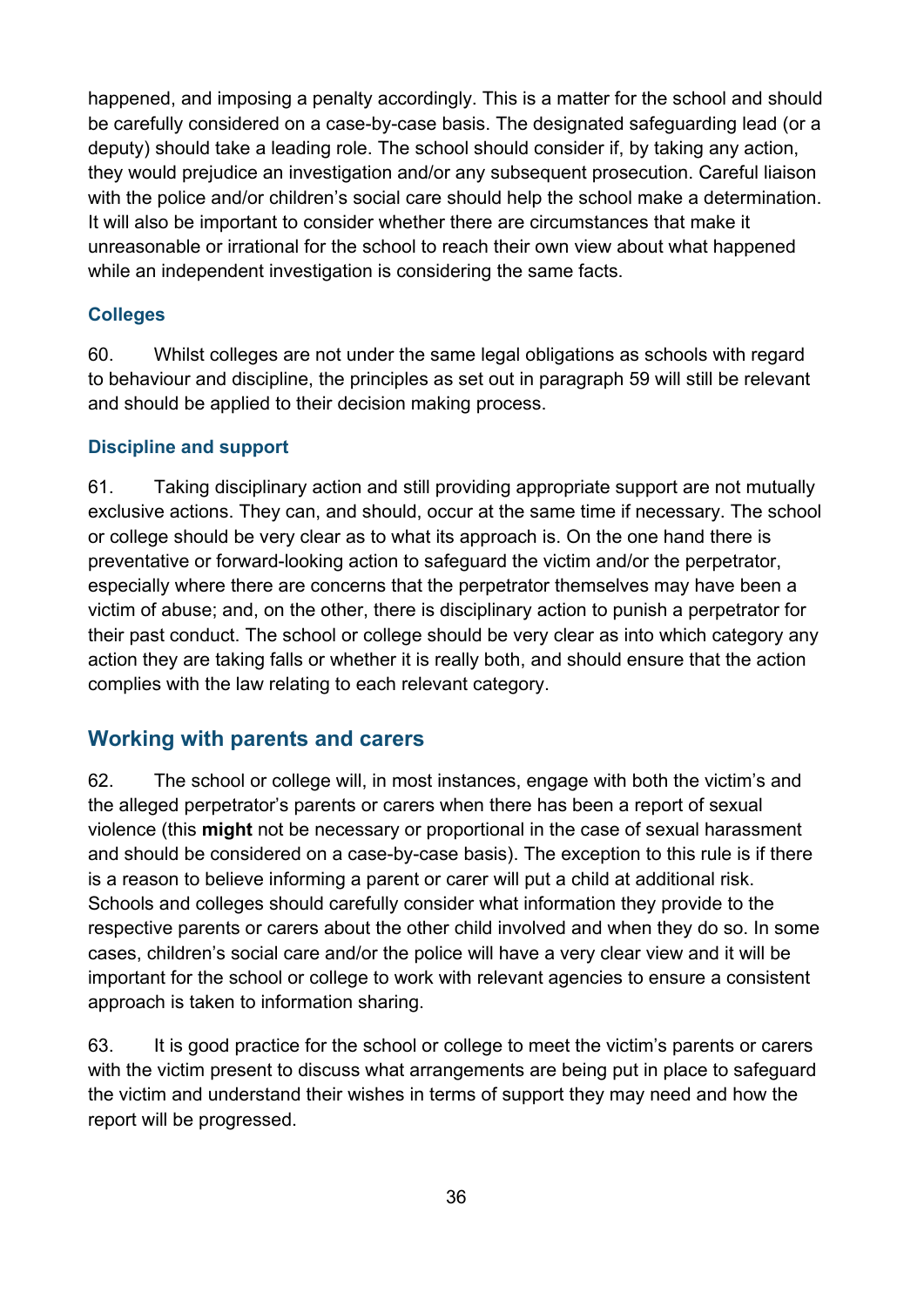happened, and imposing a penalty accordingly. This is a matter for the school and should be carefully considered on a case-by-case basis. The designated safeguarding lead (or a deputy) should take a leading role. The school should consider if, by taking any action, they would prejudice an investigation and/or any subsequent prosecution. Careful liaison with the police and/or children's social care should help the school make a determination. It will also be important to consider whether there are circumstances that make it unreasonable or irrational for the school to reach their own view about what happened while an independent investigation is considering the same facts.

### Colleges

60. Whilst colleges are not under the same legal obligations as schools with regard to behaviour and discipline, the principles as set out in paragraph 59 will still be relevant and should be applied to their decision making process.

### Discipline and support

61. Taking disciplinary action and still providing appropriate support are not mutually exclusive actions. They can, and should, occur at the same time if necessary. The school or college should be very clear as to what its approach is. On the one hand there is preventative or forward-looking action to safeguard the victim and/or the perpetrator, especially where there are concerns that the perpetrator themselves may have been a victim of abuse; and, on the other, there is disciplinary action to punish a perpetrator for their past conduct. The school or college should be very clear as into which category any action they are taking falls or whether it is really both, and should ensure that the action complies with the law relating to each relevant category.

## Working with parents and carers

62. The school or college will, in most instances, engage with both the victim's and the alleged perpetrator's parents or carers when there has been a report of sexual violence (this **might** not be necessary or proportional in the case of sexual harassment and should be considered on a case-by-case basis). The exception to this rule is if there is a reason to believe informing a parent or carer will put a child at additional risk. Schools and colleges should carefully consider what information they provide to the respective parents or carers about the other child involved and when they do so. In some cases, children's social care and/or the police will have a very clear view and it will be important for the school or college to work with relevant agencies to ensure a consistent approach is taken to information sharing.

63. It is good practice for the school or college to meet the victim's parents or carers with the victim present to discuss what arrangements are being put in place to safeguard the victim and understand their wishes in terms of support they may need and how the report will be progressed.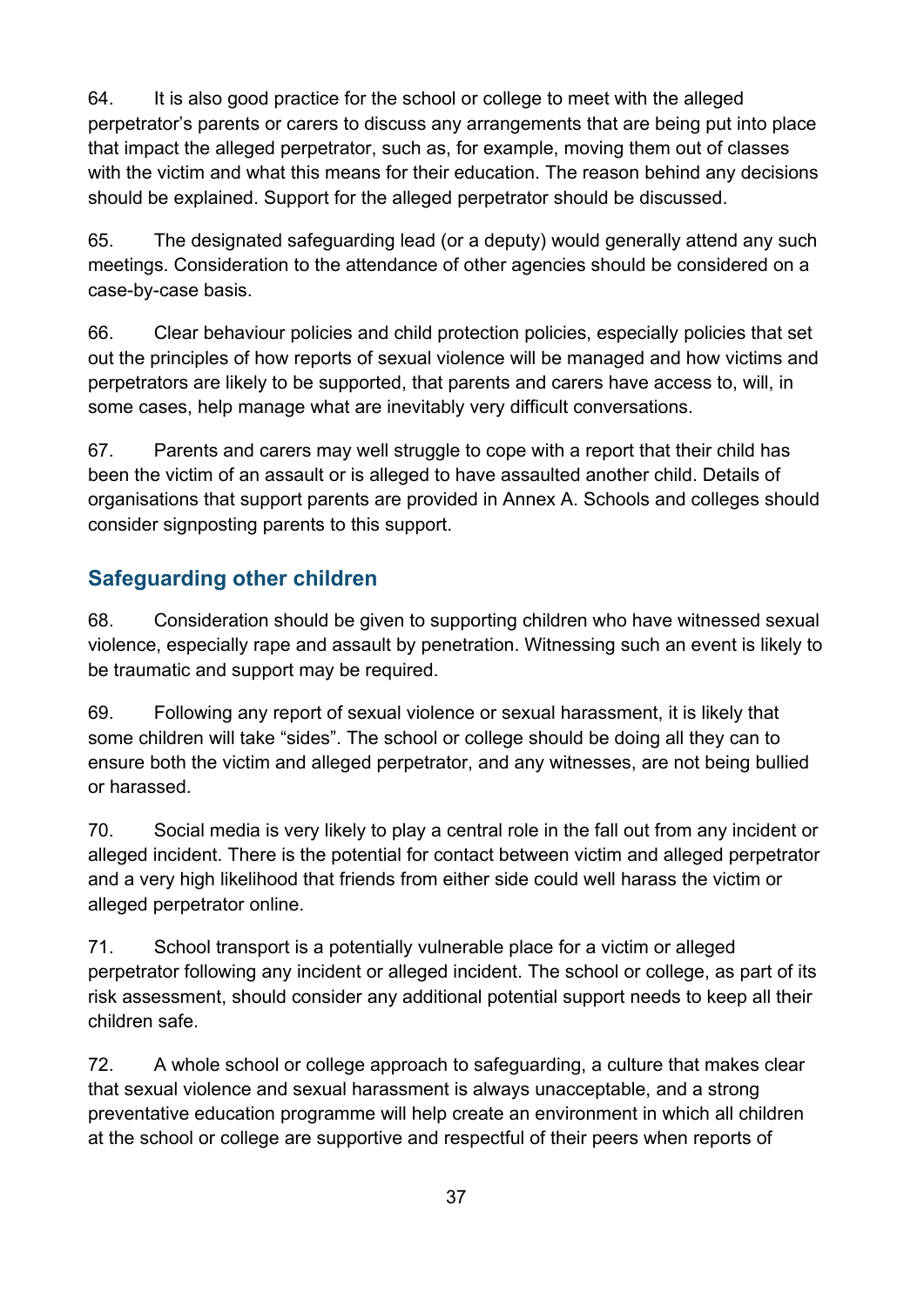64. It is also good practice for the school or college to meet with the alleged perpetrator's parents or carers to discuss any arrangements that are being put into place that impact the alleged perpetrator, such as, for example, moving them out of classes with the victim and what this means for their education. The reason behind any decisions should be explained. Support for the alleged perpetrator should be discussed.

65. The designated safeguarding lead (or a deputy) would generally attend any such meetings. Consideration to the attendance of other agencies should be considered on a case-by-case basis.

66. Clear behaviour policies and child protection policies, especially policies that set out the principles of how reports of sexual violence will be managed and how victims and perpetrators are likely to be supported, that parents and carers have access to, will, in some cases, help manage what are inevitably very difficult conversations.

67. Parents and carers may well struggle to cope with a report that their child has been the victim of an assault or is alleged to have assaulted another child. Details of organisations that support parents are provided in Annex A. Schools and colleges should consider signposting parents to this support.

## Safeguarding other children

68. Consideration should be given to supporting children who have witnessed sexual violence, especially rape and assault by penetration. Witnessing such an event is likely to be traumatic and support may be required.

69. Following any report of sexual violence or sexual harassment, it is likely that some children will take "sides". The school or college should be doing all they can to ensure both the victim and alleged perpetrator, and any witnesses, are not being bullied or harassed.

70. Social media is very likely to play a central role in the fall out from any incident or alleged incident. There is the potential for contact between victim and alleged perpetrator and a very high likelihood that friends from either side could well harass the victim or alleged perpetrator online.

71. School transport is a potentially vulnerable place for a victim or alleged perpetrator following any incident or alleged incident. The school or college, as part of its risk assessment, should consider any additional potential support needs to keep all their children safe.

72. A whole school or college approach to safeguarding, a culture that makes clear that sexual violence and sexual harassment is always unacceptable, and a strong preventative education programme will help create an environment in which all children at the school or college are supportive and respectful of their peers when reports of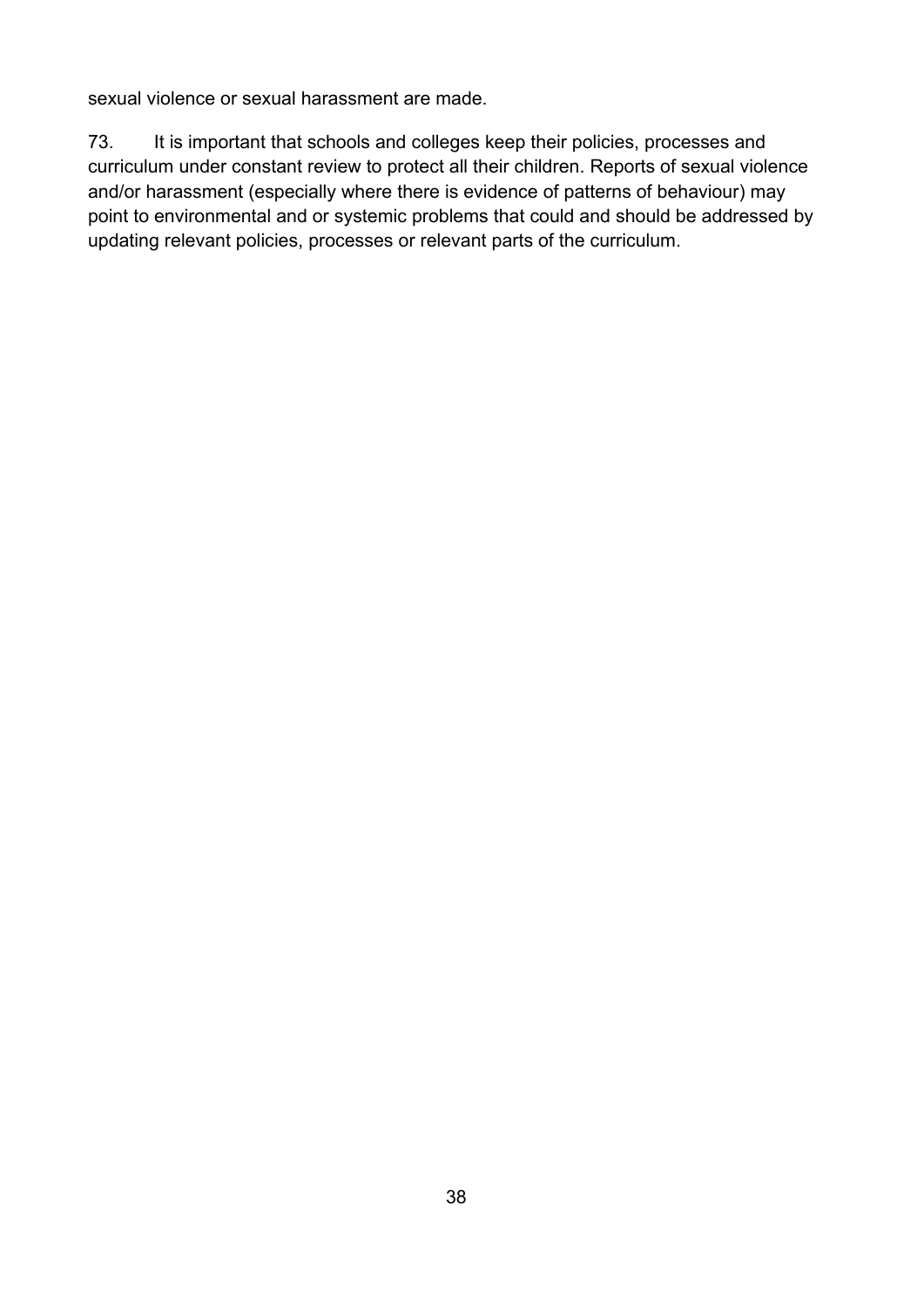sexual violence or sexual harassment are made.

73. It is important that schools and colleges keep their policies, processes and curriculum under constant review to protect all their children. Reports of sexual violence and/or harassment (especially where there is evidence of patterns of behaviour) may point to environmental and or systemic problems that could and should be addressed by updating relevant policies, processes or relevant parts of the curriculum.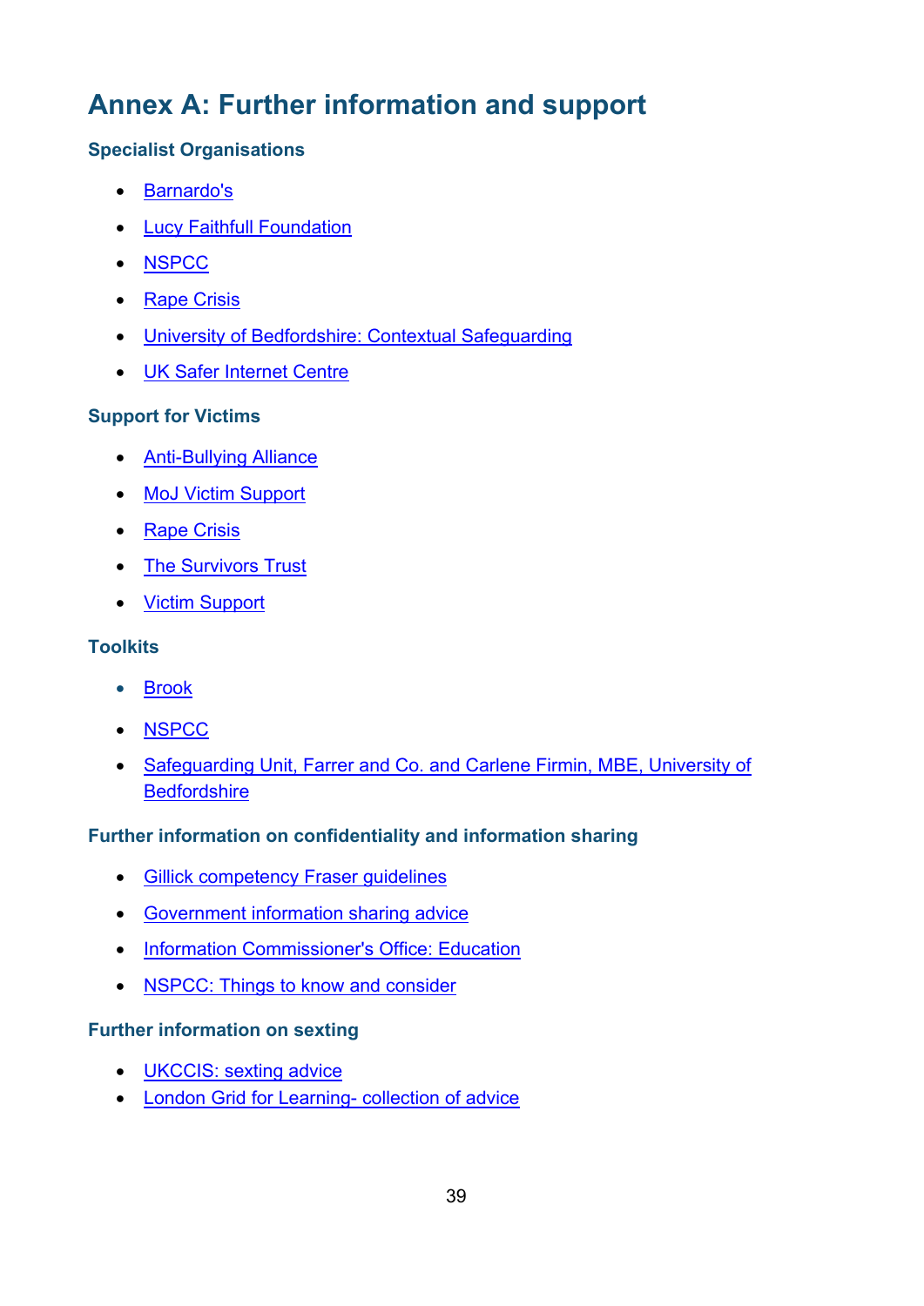# Annex A: Further information and support

### Specialist Organisations

- Barnardo's
- Lucy Faithfull Foundation
- NSPCC
- Rape Crisis
- University of Bedfordshire: Contextual Safeguarding
- UK Safer Internet Centre

### Support for Victims

- Anti-Bullying Alliance
- MoJ Victim Support
- Rape Crisis
- The Survivors Trust
- Victim Support

### Toolkits

- Brook
- NSPCC
- Safeguarding Unit, Farrer and Co. and Carlene Firmin, MBE, University of Bedfordshire

### Further information on confidentiality and information sharing

- Gillick competency Fraser guidelines
- Government information sharing advice
- Information Commissioner's Office: Education
- NSPCC: Things to know and consider

### Further information on sexting

- UKCCIS: sexting advice
- London Grid for Learning- collection of advice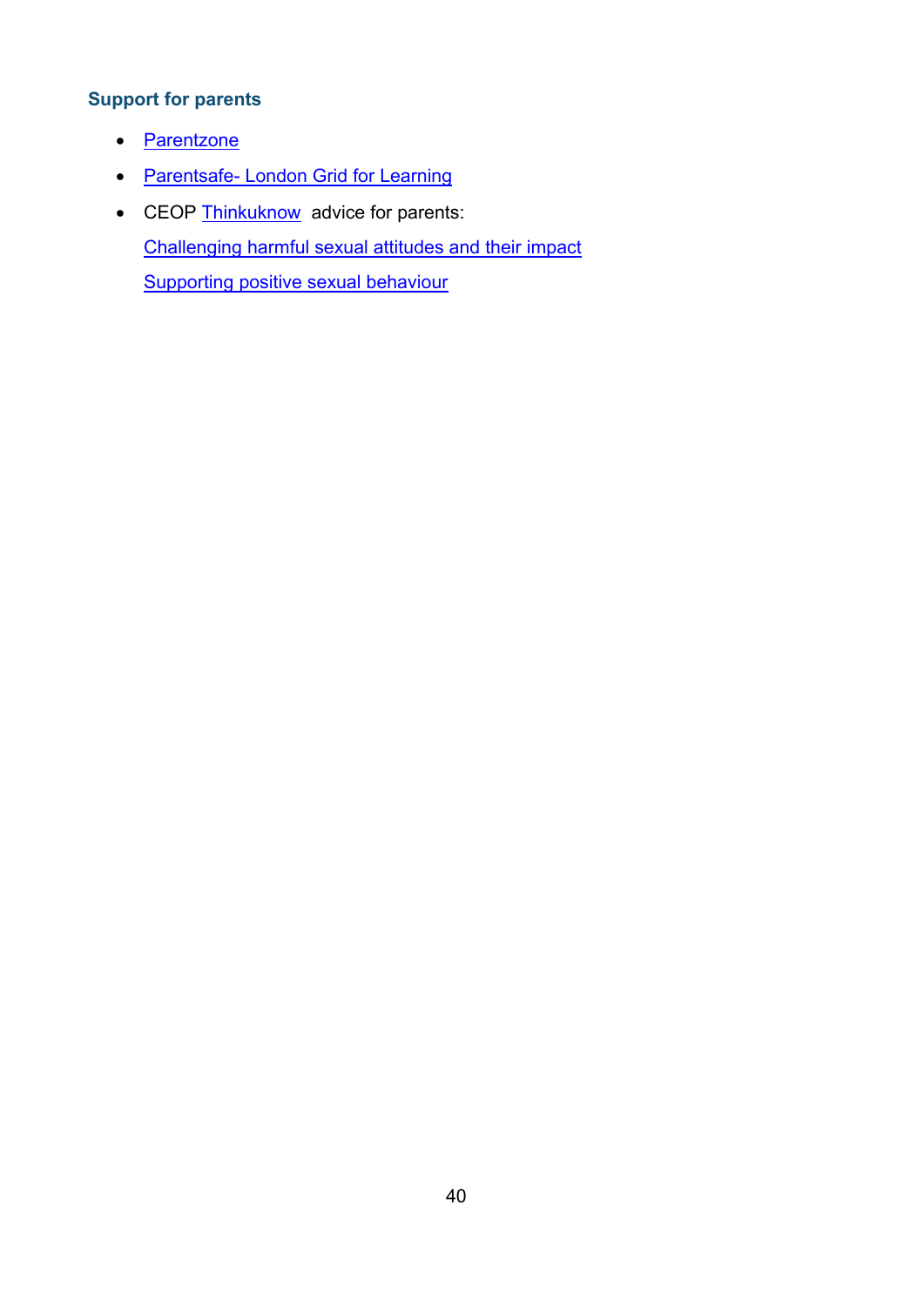### Support for parents

- Parentzone
- Parentsafe- London Grid for Learning
- CEOP Thinkuknow advice for parents:

  Challenging harmful sexual attitudes and their impact

  Supporting positive sexual behaviour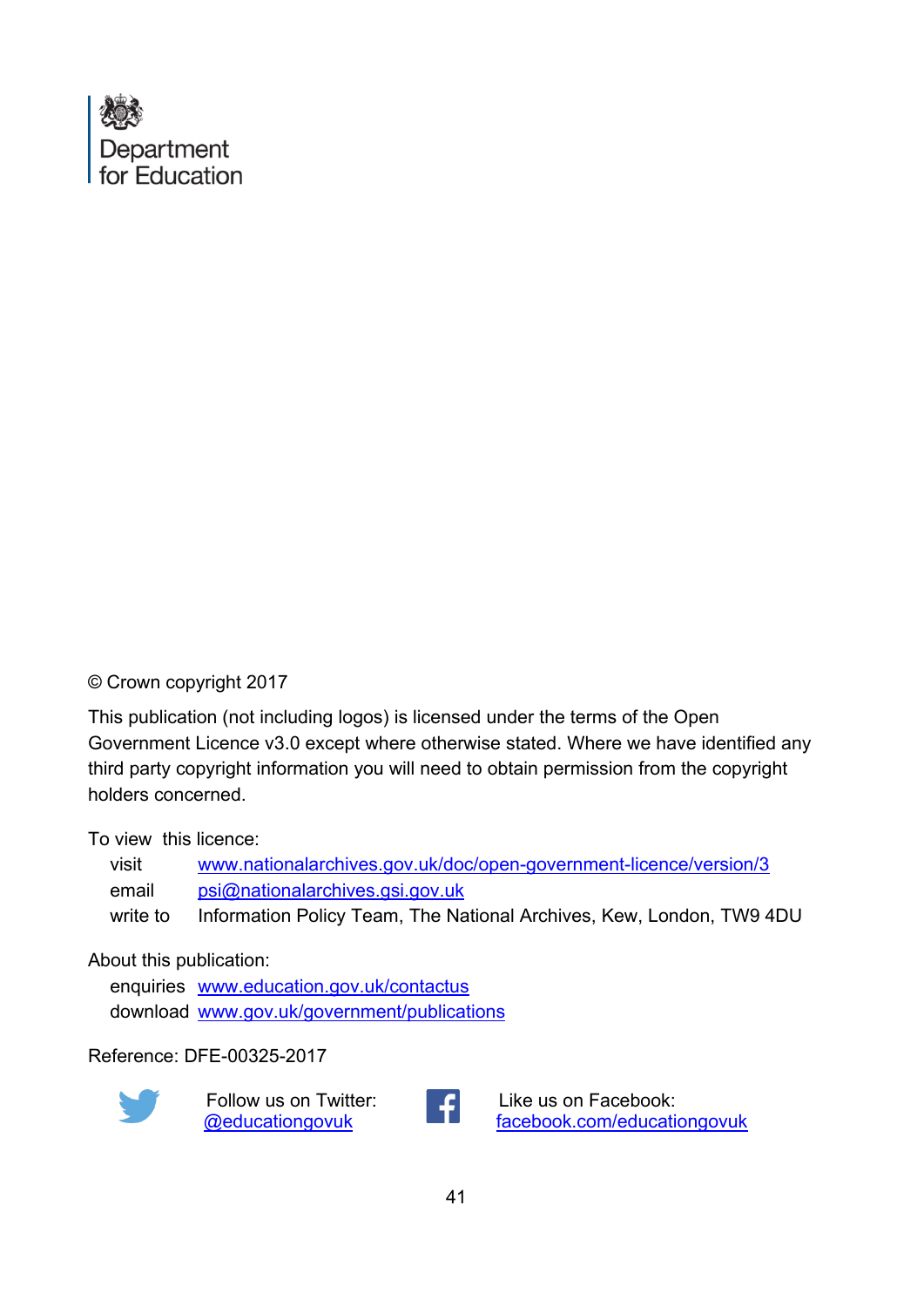Department for Education

© Crown copyright 2017

This publication (not including logos) is licensed under the terms of the Open Government Licence v3.0 except where otherwise stated. Where we have identified any third party copyright information you will need to obtain permission from the copyright holders concerned.

To view this licence:

visit www.nationalarchives.gov.uk/doc/open-government-licence/version/3
email psi@nationalarchives.gsi.gov.uk
write to Information Policy Team, The National Archives, Kew, London, TW9 4DU

About this publication:

enquiries www.education.gov.uk/contactus
download www.gov.uk/government/publications

Reference: DFE-00325-2017

Follow us on Twitter: @educationgovuk

Like us on Facebook: facebook.com/educationgovuk